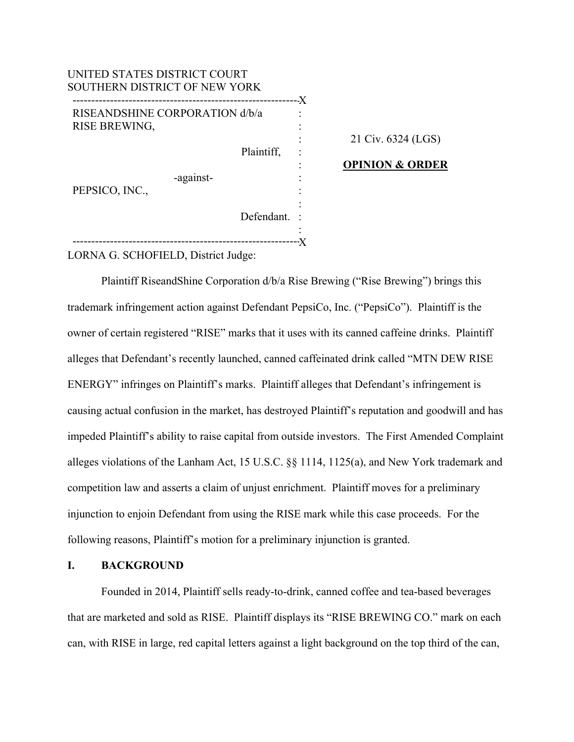UNITED STATES DISTRICT COURT
SOUTHERN DISTRICT OF NEW YORK

| | | |
|---|---|---|
| RISEANDSHINE CORPORATION d/b/a RISE BREWING, Plaintiff, | : | 21 Civ. 6324 (LGS) |
| -against- | : | **OPINION & ORDER** |
| PEPSICO, INC., Defendant. | : | |

LORNA G. SCHOFIELD, District Judge:

Plaintiff RiseandShine Corporation d/b/a Rise Brewing ("Rise Brewing") brings this trademark infringement action against Defendant PepsiCo, Inc. ("PepsiCo"). Plaintiff is the owner of certain registered "RISE" marks that it uses with its canned caffeine drinks. Plaintiff alleges that Defendant's recently launched, canned caffeinated drink called "MTN DEW RISE ENERGY" infringes on Plaintiff's marks. Plaintiff alleges that Defendant's infringement is causing actual confusion in the market, has destroyed Plaintiff's reputation and goodwill and has impeded Plaintiff's ability to raise capital from outside investors. The First Amended Complaint alleges violations of the Lanham Act, 15 U.S.C. §§ 1114, 1125(a), and New York trademark and competition law and asserts a claim of unjust enrichment. Plaintiff moves for a preliminary injunction to enjoin Defendant from using the RISE mark while this case proceeds. For the following reasons, Plaintiff's motion for a preliminary injunction is granted.

## I. BACKGROUND

Founded in 2014, Plaintiff sells ready-to-drink, canned coffee and tea-based beverages that are marketed and sold as RISE. Plaintiff displays its "RISE BREWING CO." mark on each can, with RISE in large, red capital letters against a light background on the top third of the can,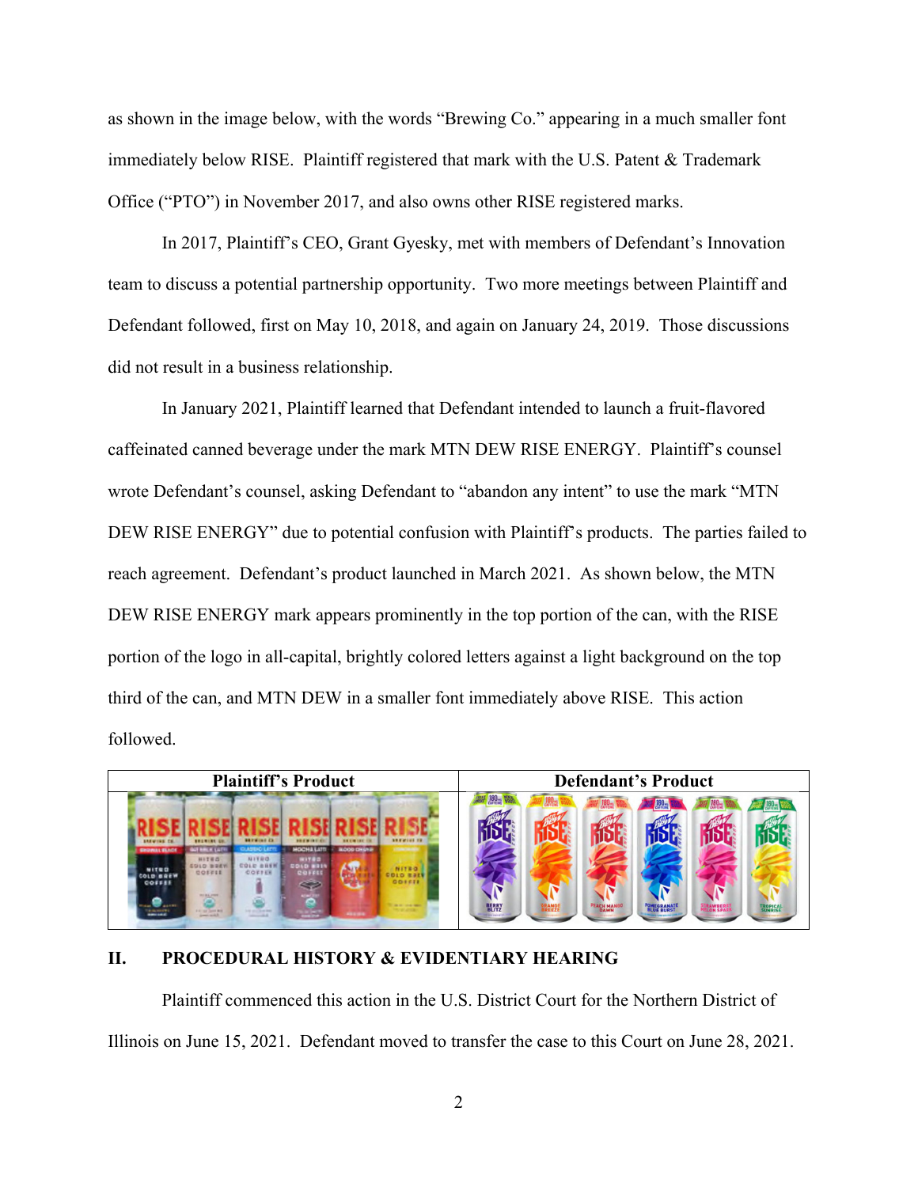as shown in the image below, with the words "Brewing Co." appearing in a much smaller font immediately below RISE. Plaintiff registered that mark with the U.S. Patent & Trademark Office ("PTO") in November 2017, and also owns other RISE registered marks.

In 2017, Plaintiff's CEO, Grant Gyesky, met with members of Defendant's Innovation team to discuss a potential partnership opportunity. Two more meetings between Plaintiff and Defendant followed, first on May 10, 2018, and again on January 24, 2019. Those discussions did not result in a business relationship.

In January 2021, Plaintiff learned that Defendant intended to launch a fruit-flavored caffeinated canned beverage under the mark MTN DEW RISE ENERGY. Plaintiff's counsel wrote Defendant's counsel, asking Defendant to "abandon any intent" to use the mark "MTN DEW RISE ENERGY" due to potential confusion with Plaintiff's products. The parties failed to reach agreement. Defendant's product launched in March 2021. As shown below, the MTN DEW RISE ENERGY mark appears prominently in the top portion of the can, with the RISE portion of the logo in all-capital, brightly colored letters against a light background on the top third of the can, and MTN DEW in a smaller font immediately above RISE. This action followed.

| Plaintiff's Product | Defendant's Product |
|---|---|
| | |

## II. PROCEDURAL HISTORY & EVIDENTIARY HEARING

Plaintiff commenced this action in the U.S. District Court for the Northern District of Illinois on June 15, 2021. Defendant moved to transfer the case to this Court on June 28, 2021.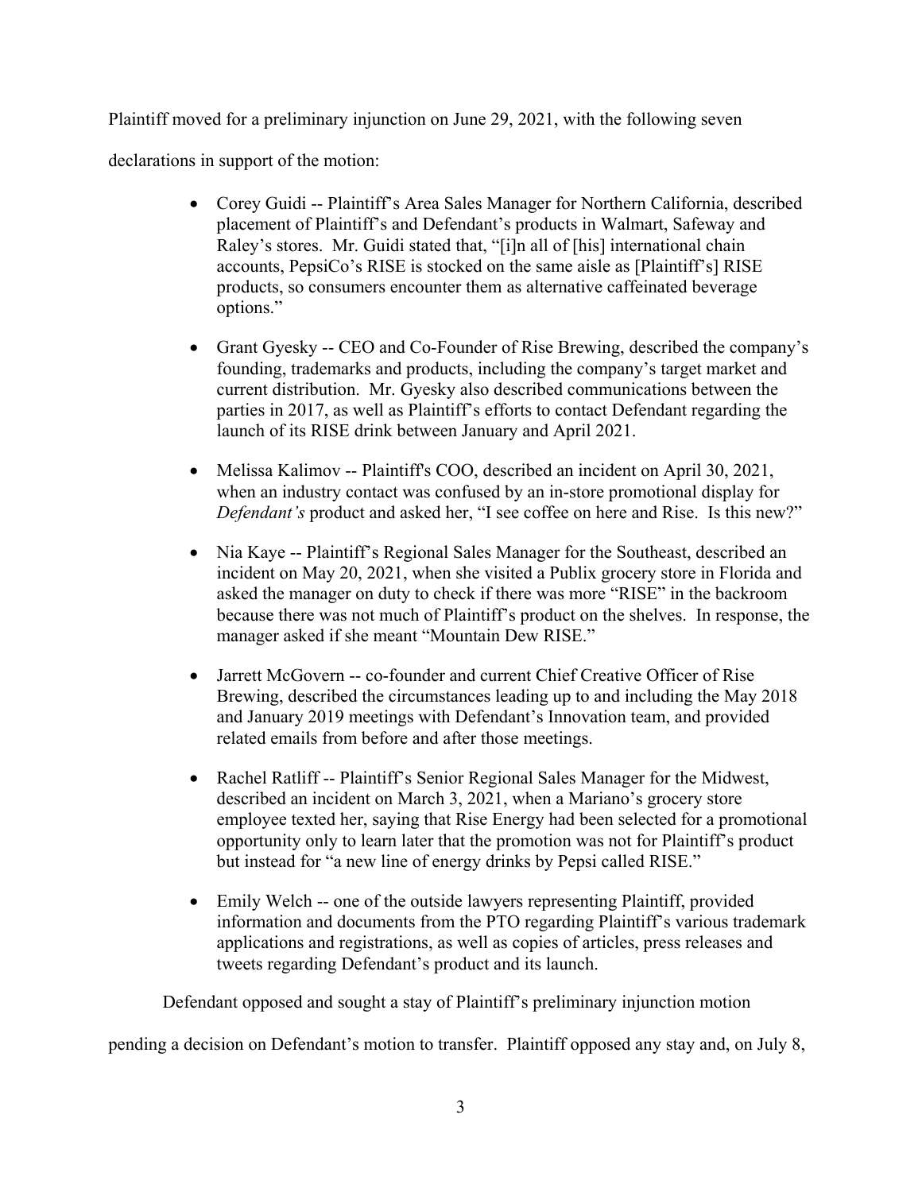Plaintiff moved for a preliminary injunction on June 29, 2021, with the following seven declarations in support of the motion:

- Corey Guidi -- Plaintiff's Area Sales Manager for Northern California, described placement of Plaintiff's and Defendant's products in Walmart, Safeway and Raley's stores. Mr. Guidi stated that, "[i]n all of [his] international chain accounts, PepsiCo's RISE is stocked on the same aisle as [Plaintiff's] RISE products, so consumers encounter them as alternative caffeinated beverage options."

- Grant Gyesky -- CEO and Co-Founder of Rise Brewing, described the company's founding, trademarks and products, including the company's target market and current distribution. Mr. Gyesky also described communications between the parties in 2017, as well as Plaintiff's efforts to contact Defendant regarding the launch of its RISE drink between January and April 2021.

- Melissa Kalimov -- Plaintiff's COO, described an incident on April 30, 2021, when an industry contact was confused by an in-store promotional display for *Defendant's* product and asked her, "I see coffee on here and Rise. Is this new?"

- Nia Kaye -- Plaintiff's Regional Sales Manager for the Southeast, described an incident on May 20, 2021, when she visited a Publix grocery store in Florida and asked the manager on duty to check if there was more "RISE" in the backroom because there was not much of Plaintiff's product on the shelves. In response, the manager asked if she meant "Mountain Dew RISE."

- Jarrett McGovern -- co-founder and current Chief Creative Officer of Rise Brewing, described the circumstances leading up to and including the May 2018 and January 2019 meetings with Defendant's Innovation team, and provided related emails from before and after those meetings.

- Rachel Ratliff -- Plaintiff's Senior Regional Sales Manager for the Midwest, described an incident on March 3, 2021, when a Mariano's grocery store employee texted her, saying that Rise Energy had been selected for a promotional opportunity only to learn later that the promotion was not for Plaintiff's product but instead for "a new line of energy drinks by Pepsi called RISE."

- Emily Welch -- one of the outside lawyers representing Plaintiff, provided information and documents from the PTO regarding Plaintiff's various trademark applications and registrations, as well as copies of articles, press releases and tweets regarding Defendant's product and its launch.

Defendant opposed and sought a stay of Plaintiff's preliminary injunction motion pending a decision on Defendant's motion to transfer. Plaintiff opposed any stay and, on July 8,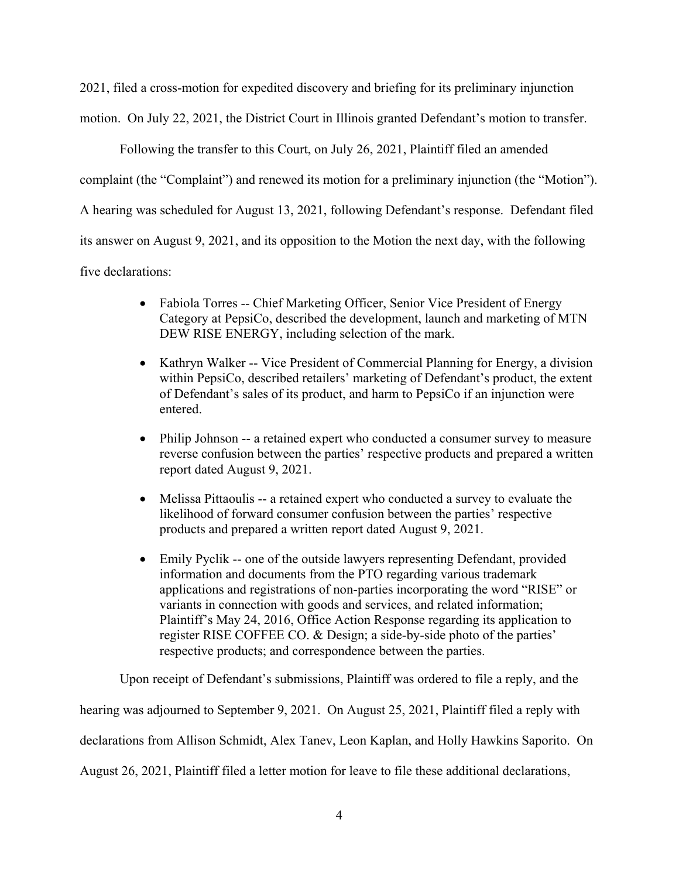2021, filed a cross-motion for expedited discovery and briefing for its preliminary injunction motion. On July 22, 2021, the District Court in Illinois granted Defendant's motion to transfer.

Following the transfer to this Court, on July 26, 2021, Plaintiff filed an amended complaint (the "Complaint") and renewed its motion for a preliminary injunction (the "Motion"). A hearing was scheduled for August 13, 2021, following Defendant's response. Defendant filed its answer on August 9, 2021, and its opposition to the Motion the next day, with the following five declarations:

- Fabiola Torres -- Chief Marketing Officer, Senior Vice President of Energy Category at PepsiCo, described the development, launch and marketing of MTN DEW RISE ENERGY, including selection of the mark.
- Kathryn Walker -- Vice President of Commercial Planning for Energy, a division within PepsiCo, described retailers' marketing of Defendant's product, the extent of Defendant's sales of its product, and harm to PepsiCo if an injunction were entered.
- Philip Johnson -- a retained expert who conducted a consumer survey to measure reverse confusion between the parties' respective products and prepared a written report dated August 9, 2021.
- Melissa Pittaoulis -- a retained expert who conducted a survey to evaluate the likelihood of forward consumer confusion between the parties' respective products and prepared a written report dated August 9, 2021.
- Emily Pyclik -- one of the outside lawyers representing Defendant, provided information and documents from the PTO regarding various trademark applications and registrations of non-parties incorporating the word "RISE" or variants in connection with goods and services, and related information; Plaintiff's May 24, 2016, Office Action Response regarding its application to register RISE COFFEE CO. & Design; a side-by-side photo of the parties' respective products; and correspondence between the parties.

Upon receipt of Defendant's submissions, Plaintiff was ordered to file a reply, and the hearing was adjourned to September 9, 2021. On August 25, 2021, Plaintiff filed a reply with declarations from Allison Schmidt, Alex Tanev, Leon Kaplan, and Holly Hawkins Saporito. On August 26, 2021, Plaintiff filed a letter motion for leave to file these additional declarations,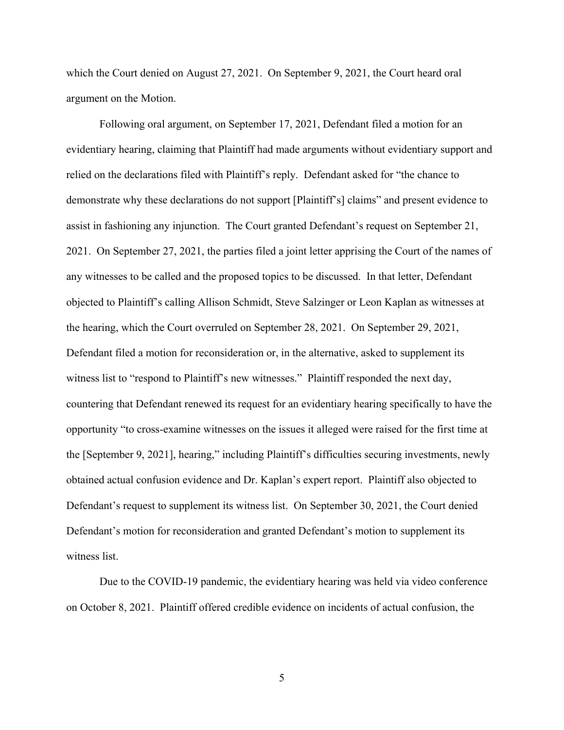which the Court denied on August 27, 2021. On September 9, 2021, the Court heard oral argument on the Motion.

Following oral argument, on September 17, 2021, Defendant filed a motion for an evidentiary hearing, claiming that Plaintiff had made arguments without evidentiary support and relied on the declarations filed with Plaintiff's reply. Defendant asked for "the chance to demonstrate why these declarations do not support [Plaintiff's] claims" and present evidence to assist in fashioning any injunction. The Court granted Defendant's request on September 21, 2021. On September 27, 2021, the parties filed a joint letter apprising the Court of the names of any witnesses to be called and the proposed topics to be discussed. In that letter, Defendant objected to Plaintiff's calling Allison Schmidt, Steve Salzinger or Leon Kaplan as witnesses at the hearing, which the Court overruled on September 28, 2021. On September 29, 2021, Defendant filed a motion for reconsideration or, in the alternative, asked to supplement its witness list to "respond to Plaintiff's new witnesses." Plaintiff responded the next day, countering that Defendant renewed its request for an evidentiary hearing specifically to have the opportunity "to cross-examine witnesses on the issues it alleged were raised for the first time at the [September 9, 2021], hearing," including Plaintiff's difficulties securing investments, newly obtained actual confusion evidence and Dr. Kaplan's expert report. Plaintiff also objected to Defendant's request to supplement its witness list. On September 30, 2021, the Court denied Defendant's motion for reconsideration and granted Defendant's motion to supplement its witness list.

Due to the COVID-19 pandemic, the evidentiary hearing was held via video conference on October 8, 2021. Plaintiff offered credible evidence on incidents of actual confusion, the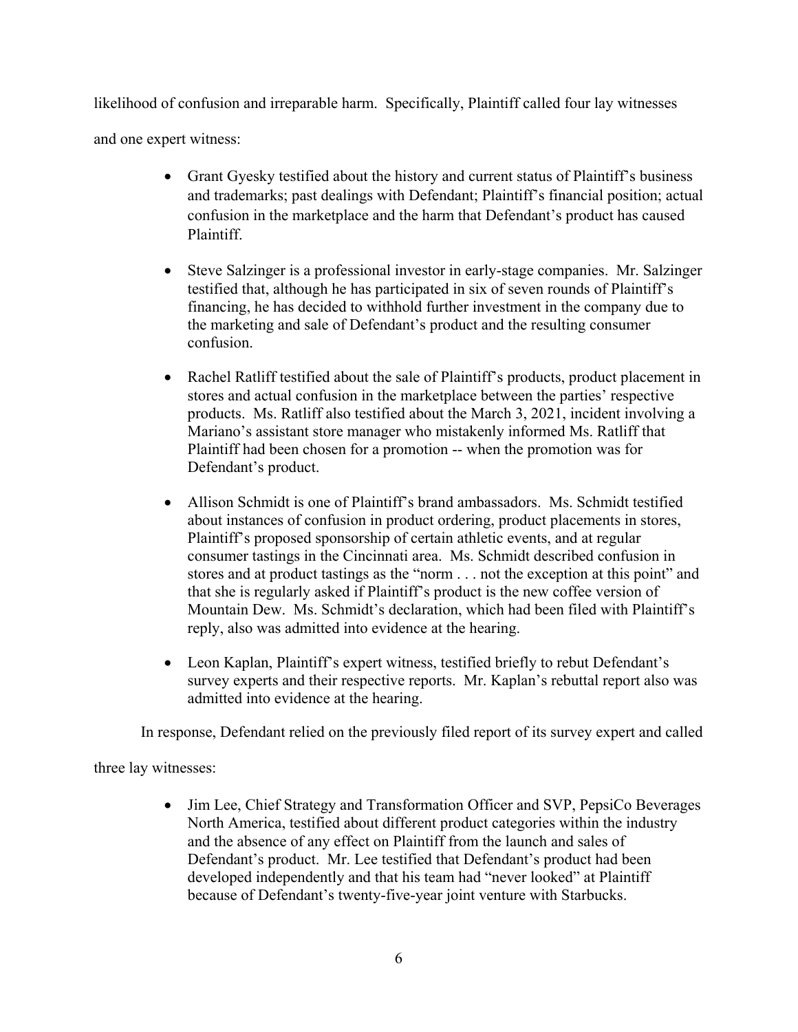likelihood of confusion and irreparable harm. Specifically, Plaintiff called four lay witnesses and one expert witness:

- Grant Gyesky testified about the history and current status of Plaintiff's business and trademarks; past dealings with Defendant; Plaintiff's financial position; actual confusion in the marketplace and the harm that Defendant's product has caused Plaintiff.

- Steve Salzinger is a professional investor in early-stage companies. Mr. Salzinger testified that, although he has participated in six of seven rounds of Plaintiff's financing, he has decided to withhold further investment in the company due to the marketing and sale of Defendant's product and the resulting consumer confusion.

- Rachel Ratliff testified about the sale of Plaintiff's products, product placement in stores and actual confusion in the marketplace between the parties' respective products. Ms. Ratliff also testified about the March 3, 2021, incident involving a Mariano's assistant store manager who mistakenly informed Ms. Ratliff that Plaintiff had been chosen for a promotion -- when the promotion was for Defendant's product.

- Allison Schmidt is one of Plaintiff's brand ambassadors. Ms. Schmidt testified about instances of confusion in product ordering, product placements in stores, Plaintiff's proposed sponsorship of certain athletic events, and at regular consumer tastings in the Cincinnati area. Ms. Schmidt described confusion in stores and at product tastings as the "norm . . . not the exception at this point" and that she is regularly asked if Plaintiff's product is the new coffee version of Mountain Dew. Ms. Schmidt's declaration, which had been filed with Plaintiff's reply, also was admitted into evidence at the hearing.

- Leon Kaplan, Plaintiff's expert witness, testified briefly to rebut Defendant's survey experts and their respective reports. Mr. Kaplan's rebuttal report also was admitted into evidence at the hearing.

In response, Defendant relied on the previously filed report of its survey expert and called three lay witnesses:

- Jim Lee, Chief Strategy and Transformation Officer and SVP, PepsiCo Beverages North America, testified about different product categories within the industry and the absence of any effect on Plaintiff from the launch and sales of Defendant's product. Mr. Lee testified that Defendant's product had been developed independently and that his team had "never looked" at Plaintiff because of Defendant's twenty-five-year joint venture with Starbucks.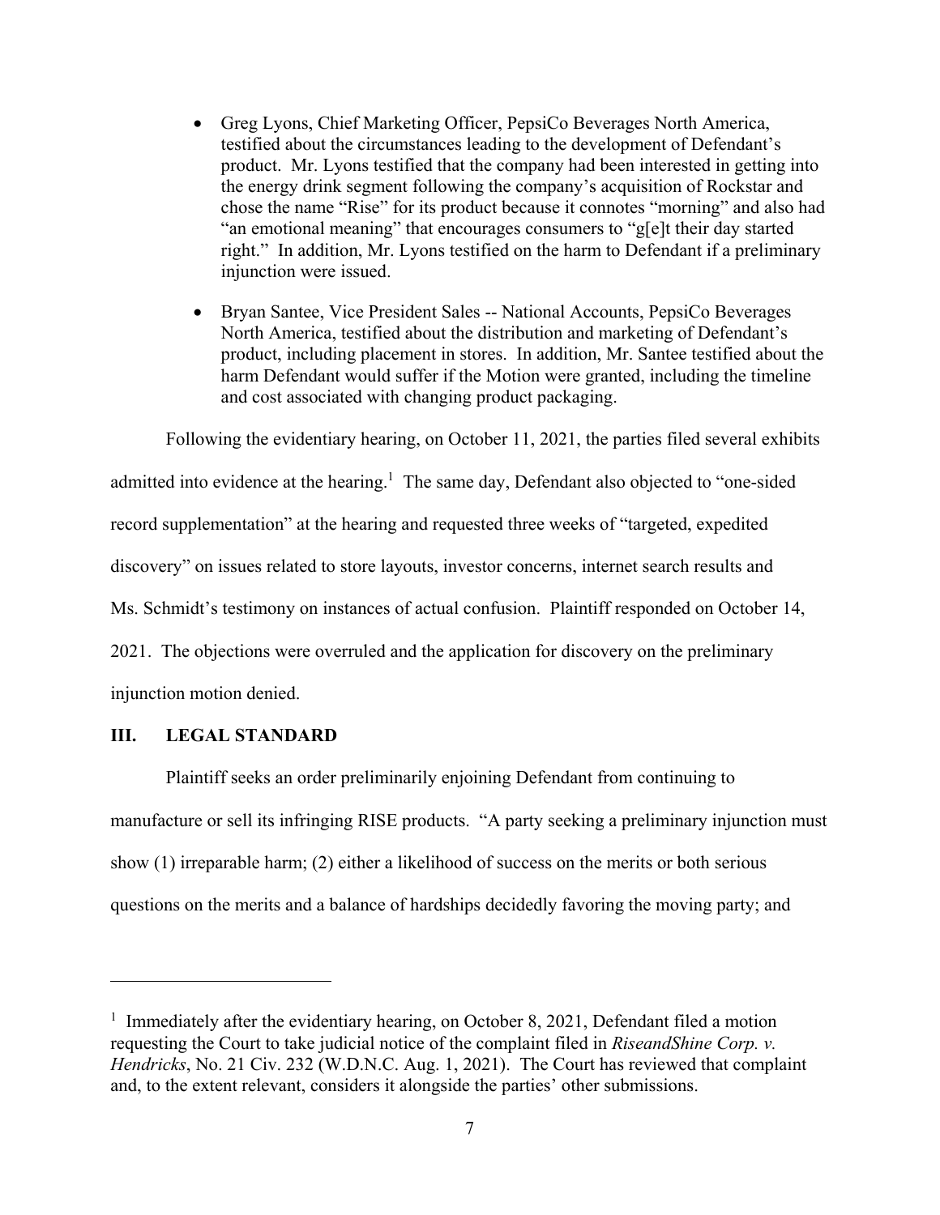- Greg Lyons, Chief Marketing Officer, PepsiCo Beverages North America, testified about the circumstances leading to the development of Defendant's product. Mr. Lyons testified that the company had been interested in getting into the energy drink segment following the company's acquisition of Rockstar and chose the name "Rise" for its product because it connotes "morning" and also had "an emotional meaning" that encourages consumers to "g[e]t their day started right." In addition, Mr. Lyons testified on the harm to Defendant if a preliminary injunction were issued.

- Bryan Santee, Vice President Sales -- National Accounts, PepsiCo Beverages North America, testified about the distribution and marketing of Defendant's product, including placement in stores. In addition, Mr. Santee testified about the harm Defendant would suffer if the Motion were granted, including the timeline and cost associated with changing product packaging.

Following the evidentiary hearing, on October 11, 2021, the parties filed several exhibits admitted into evidence at the hearing.[1] The same day, Defendant also objected to "one-sided record supplementation" at the hearing and requested three weeks of "targeted, expedited discovery" on issues related to store layouts, investor concerns, internet search results and Ms. Schmidt's testimony on instances of actual confusion. Plaintiff responded on October 14, 2021. The objections were overruled and the application for discovery on the preliminary injunction motion denied.

## III. LEGAL STANDARD

Plaintiff seeks an order preliminarily enjoining Defendant from continuing to manufacture or sell its infringing RISE products. "A party seeking a preliminary injunction must show (1) irreparable harm; (2) either a likelihood of success on the merits or both serious questions on the merits and a balance of hardships decidedly favoring the moving party; and

---

[1] Immediately after the evidentiary hearing, on October 8, 2021, Defendant filed a motion requesting the Court to take judicial notice of the complaint filed in *RiseandShine Corp. v. Hendricks*, No. 21 Civ. 232 (W.D.N.C. Aug. 1, 2021). The Court has reviewed that complaint and, to the extent relevant, considers it alongside the parties' other submissions.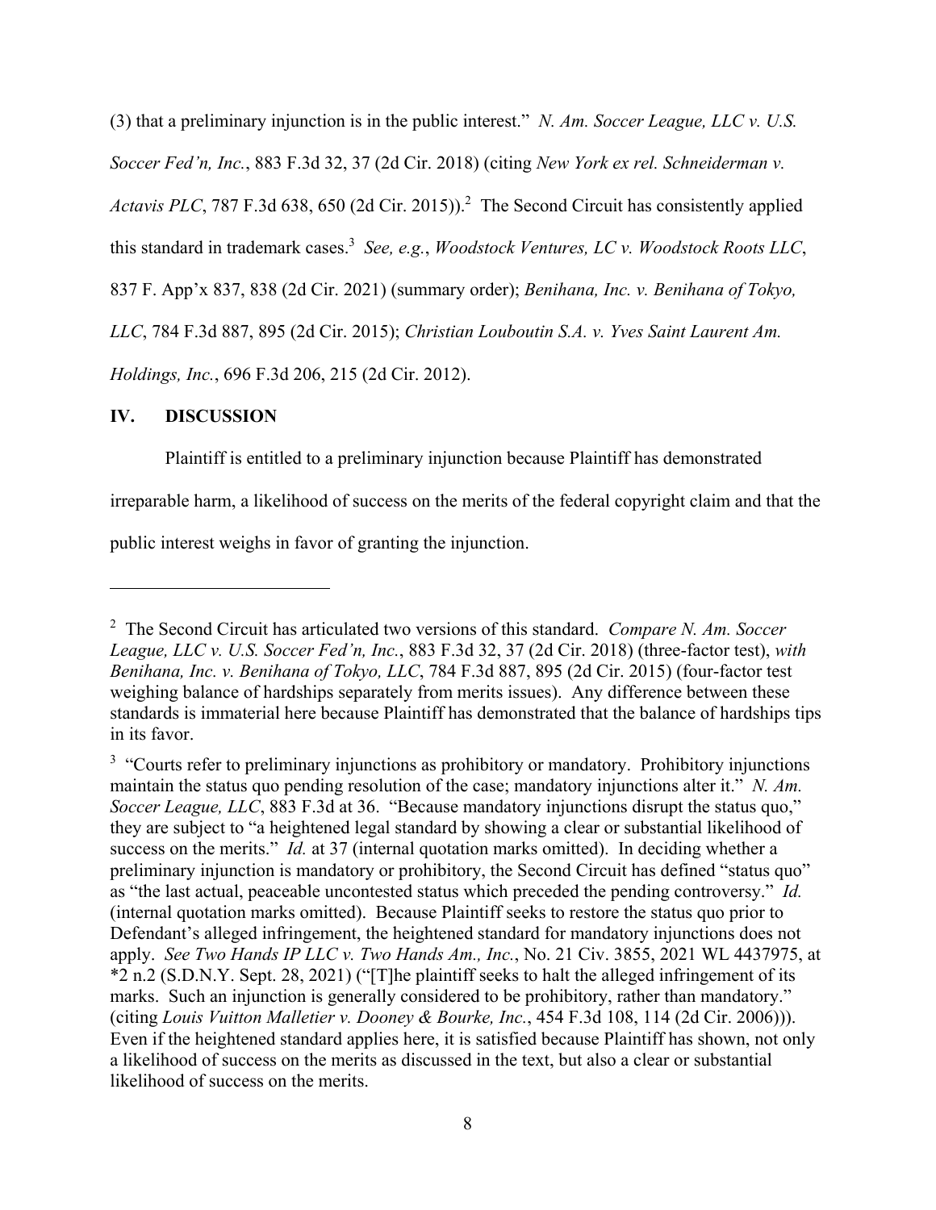(3) that a preliminary injunction is in the public interest." *N. Am. Soccer League, LLC v. U.S. Soccer Fed'n, Inc.*, 883 F.3d 32, 37 (2d Cir. 2018) (citing *New York ex rel. Schneiderman v. Actavis PLC*, 787 F.3d 638, 650 (2d Cir. 2015)).[2] The Second Circuit has consistently applied this standard in trademark cases.[3] *See, e.g.*, *Woodstock Ventures, LC v. Woodstock Roots LLC*, 837 F. App'x 837, 838 (2d Cir. 2021) (summary order); *Benihana, Inc. v. Benihana of Tokyo, LLC*, 784 F.3d 887, 895 (2d Cir. 2015); *Christian Louboutin S.A. v. Yves Saint Laurent Am. Holdings, Inc.*, 696 F.3d 206, 215 (2d Cir. 2012).

## IV. DISCUSSION

Plaintiff is entitled to a preliminary injunction because Plaintiff has demonstrated irreparable harm, a likelihood of success on the merits of the federal copyright claim and that the public interest weighs in favor of granting the injunction.

---

[2] The Second Circuit has articulated two versions of this standard. *Compare N. Am. Soccer League, LLC v. U.S. Soccer Fed'n, Inc.*, 883 F.3d 32, 37 (2d Cir. 2018) (three-factor test), *with Benihana, Inc. v. Benihana of Tokyo, LLC*, 784 F.3d 887, 895 (2d Cir. 2015) (four-factor test weighing balance of hardships separately from merits issues). Any difference between these standards is immaterial here because Plaintiff has demonstrated that the balance of hardships tips in its favor.

[3] "Courts refer to preliminary injunctions as prohibitory or mandatory. Prohibitory injunctions maintain the status quo pending resolution of the case; mandatory injunctions alter it." *N. Am. Soccer League, LLC*, 883 F.3d at 36. "Because mandatory injunctions disrupt the status quo," they are subject to "a heightened legal standard by showing a clear or substantial likelihood of success on the merits." *Id.* at 37 (internal quotation marks omitted). In deciding whether a preliminary injunction is mandatory or prohibitory, the Second Circuit has defined "status quo" as "the last actual, peaceable uncontested status which preceded the pending controversy." *Id.* (internal quotation marks omitted). Because Plaintiff seeks to restore the status quo prior to Defendant's alleged infringement, the heightened standard for mandatory injunctions does not apply. *See Two Hands IP LLC v. Two Hands Am., Inc.*, No. 21 Civ. 3855, 2021 WL 4437975, at *2 n.2 (S.D.N.Y. Sept. 28, 2021) ("[T]he plaintiff seeks to halt the alleged infringement of its marks. Such an injunction is generally considered to be prohibitory, rather than mandatory." (citing *Louis Vuitton Malletier v. Dooney & Bourke, Inc.*, 454 F.3d 108, 114 (2d Cir. 2006))). Even if the heightened standard applies here, it is satisfied because Plaintiff has shown, not only a likelihood of success on the merits as discussed in the text, but also a clear or substantial likelihood of success on the merits.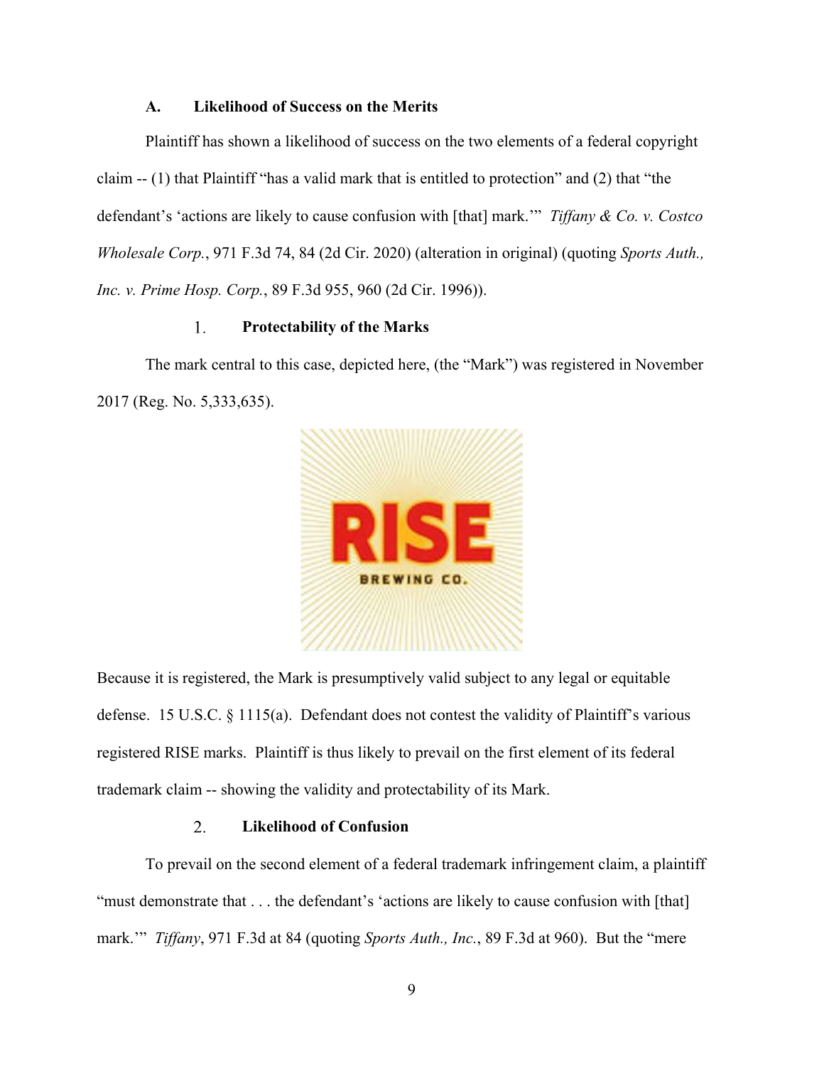### A. Likelihood of Success on the Merits

Plaintiff has shown a likelihood of success on the two elements of a federal copyright claim -- (1) that Plaintiff "has a valid mark that is entitled to protection" and (2) that "the defendant's 'actions are likely to cause confusion with [that] mark.'" *Tiffany & Co. v. Costco Wholesale Corp.*, 971 F.3d 74, 84 (2d Cir. 2020) (alteration in original) (quoting *Sports Auth., Inc. v. Prime Hosp. Corp.*, 89 F.3d 955, 960 (2d Cir. 1996)).

#### 1. Protectability of the Marks

The mark central to this case, depicted here, (the "Mark") was registered in November 2017 (Reg. No. 5,333,635).

Because it is registered, the Mark is presumptively valid subject to any legal or equitable defense. 15 U.S.C. § 1115(a). Defendant does not contest the validity of Plaintiff's various registered RISE marks. Plaintiff is thus likely to prevail on the first element of its federal trademark claim -- showing the validity and protectability of its Mark.

#### 2. Likelihood of Confusion

To prevail on the second element of a federal trademark infringement claim, a plaintiff "must demonstrate that . . . the defendant's 'actions are likely to cause confusion with [that] mark.'" *Tiffany*, 971 F.3d at 84 (quoting *Sports Auth., Inc.*, 89 F.3d at 960). But the "mere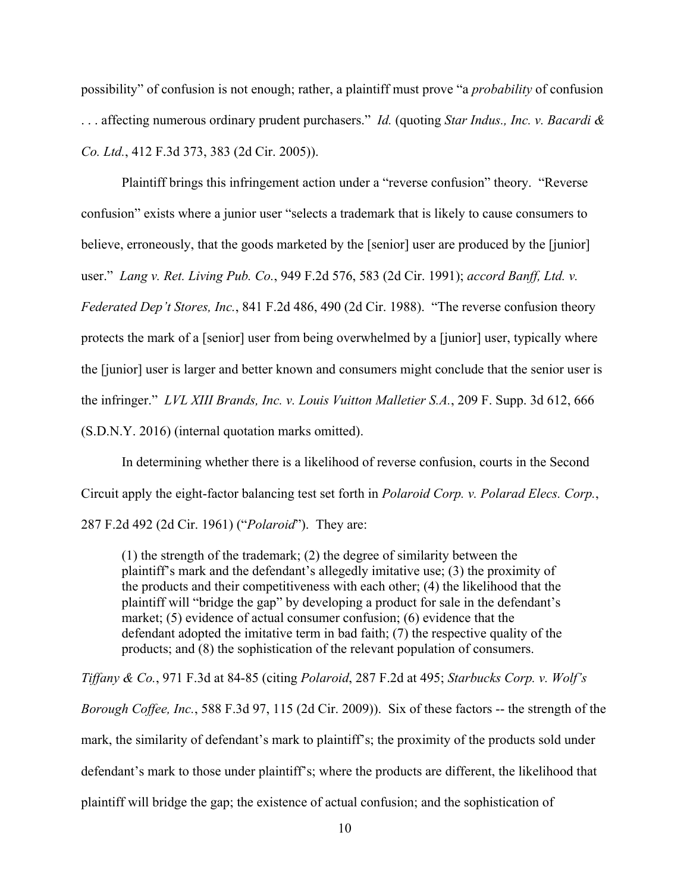possibility" of confusion is not enough; rather, a plaintiff must prove "a *probability* of confusion . . . affecting numerous ordinary prudent purchasers." *Id.* (quoting *Star Indus., Inc. v. Bacardi & Co. Ltd.*, 412 F.3d 373, 383 (2d Cir. 2005)).

Plaintiff brings this infringement action under a "reverse confusion" theory. "Reverse confusion" exists where a junior user "selects a trademark that is likely to cause consumers to believe, erroneously, that the goods marketed by the [senior] user are produced by the [junior] user." *Lang v. Ret. Living Pub. Co.*, 949 F.2d 576, 583 (2d Cir. 1991); *accord Banff, Ltd. v. Federated Dep't Stores, Inc.*, 841 F.2d 486, 490 (2d Cir. 1988). "The reverse confusion theory protects the mark of a [senior] user from being overwhelmed by a [junior] user, typically where the [junior] user is larger and better known and consumers might conclude that the senior user is the infringer." *LVL XIII Brands, Inc. v. Louis Vuitton Malletier S.A.*, 209 F. Supp. 3d 612, 666 (S.D.N.Y. 2016) (internal quotation marks omitted).

In determining whether there is a likelihood of reverse confusion, courts in the Second Circuit apply the eight-factor balancing test set forth in *Polaroid Corp. v. Polarad Elecs. Corp.*, 287 F.2d 492 (2d Cir. 1961) ("*Polaroid*"). They are:

> (1) the strength of the trademark; (2) the degree of similarity between the plaintiff's mark and the defendant's allegedly imitative use; (3) the proximity of the products and their competitiveness with each other; (4) the likelihood that the plaintiff will "bridge the gap" by developing a product for sale in the defendant's market; (5) evidence of actual consumer confusion; (6) evidence that the defendant adopted the imitative term in bad faith; (7) the respective quality of the products; and (8) the sophistication of the relevant population of consumers.

*Tiffany & Co.*, 971 F.3d at 84-85 (citing *Polaroid*, 287 F.2d at 495; *Starbucks Corp. v. Wolf's Borough Coffee, Inc.*, 588 F.3d 97, 115 (2d Cir. 2009)). Six of these factors -- the strength of the mark, the similarity of defendant's mark to plaintiff's; the proximity of the products sold under defendant's mark to those under plaintiff's; where the products are different, the likelihood that plaintiff will bridge the gap; the existence of actual confusion; and the sophistication of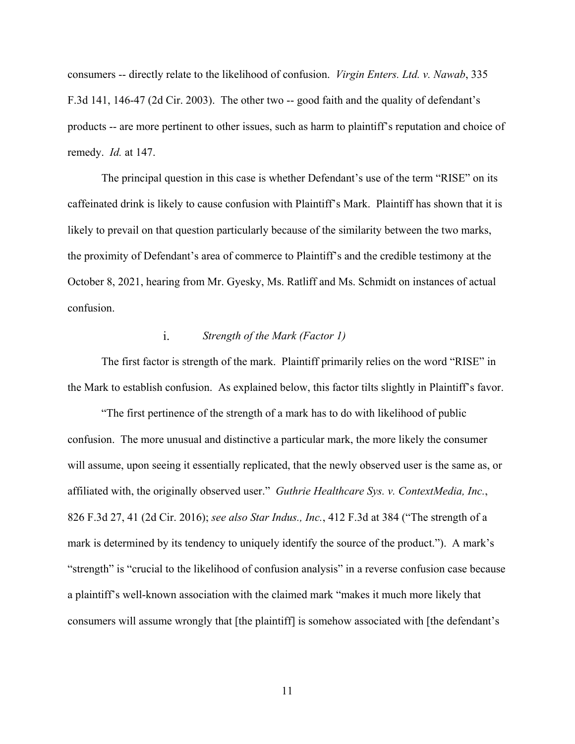consumers -- directly relate to the likelihood of confusion. *Virgin Enters. Ltd. v. Nawab*, 335 F.3d 141, 146-47 (2d Cir. 2003). The other two -- good faith and the quality of defendant's products -- are more pertinent to other issues, such as harm to plaintiff's reputation and choice of remedy. *Id.* at 147.

The principal question in this case is whether Defendant's use of the term "RISE" on its caffeinated drink is likely to cause confusion with Plaintiff's Mark. Plaintiff has shown that it is likely to prevail on that question particularly because of the similarity between the two marks, the proximity of Defendant's area of commerce to Plaintiff's and the credible testimony at the October 8, 2021, hearing from Mr. Gyesky, Ms. Ratliff and Ms. Schmidt on instances of actual confusion.

#### i. *Strength of the Mark (Factor 1)*

The first factor is strength of the mark. Plaintiff primarily relies on the word "RISE" in the Mark to establish confusion. As explained below, this factor tilts slightly in Plaintiff's favor.

"The first pertinence of the strength of a mark has to do with likelihood of public confusion. The more unusual and distinctive a particular mark, the more likely the consumer will assume, upon seeing it essentially replicated, that the newly observed user is the same as, or affiliated with, the originally observed user." *Guthrie Healthcare Sys. v. ContextMedia, Inc.*, 826 F.3d 27, 41 (2d Cir. 2016); *see also Star Indus., Inc.*, 412 F.3d at 384 ("The strength of a mark is determined by its tendency to uniquely identify the source of the product."). A mark's "strength" is "crucial to the likelihood of confusion analysis" in a reverse confusion case because a plaintiff's well-known association with the claimed mark "makes it much more likely that consumers will assume wrongly that [the plaintiff] is somehow associated with [the defendant's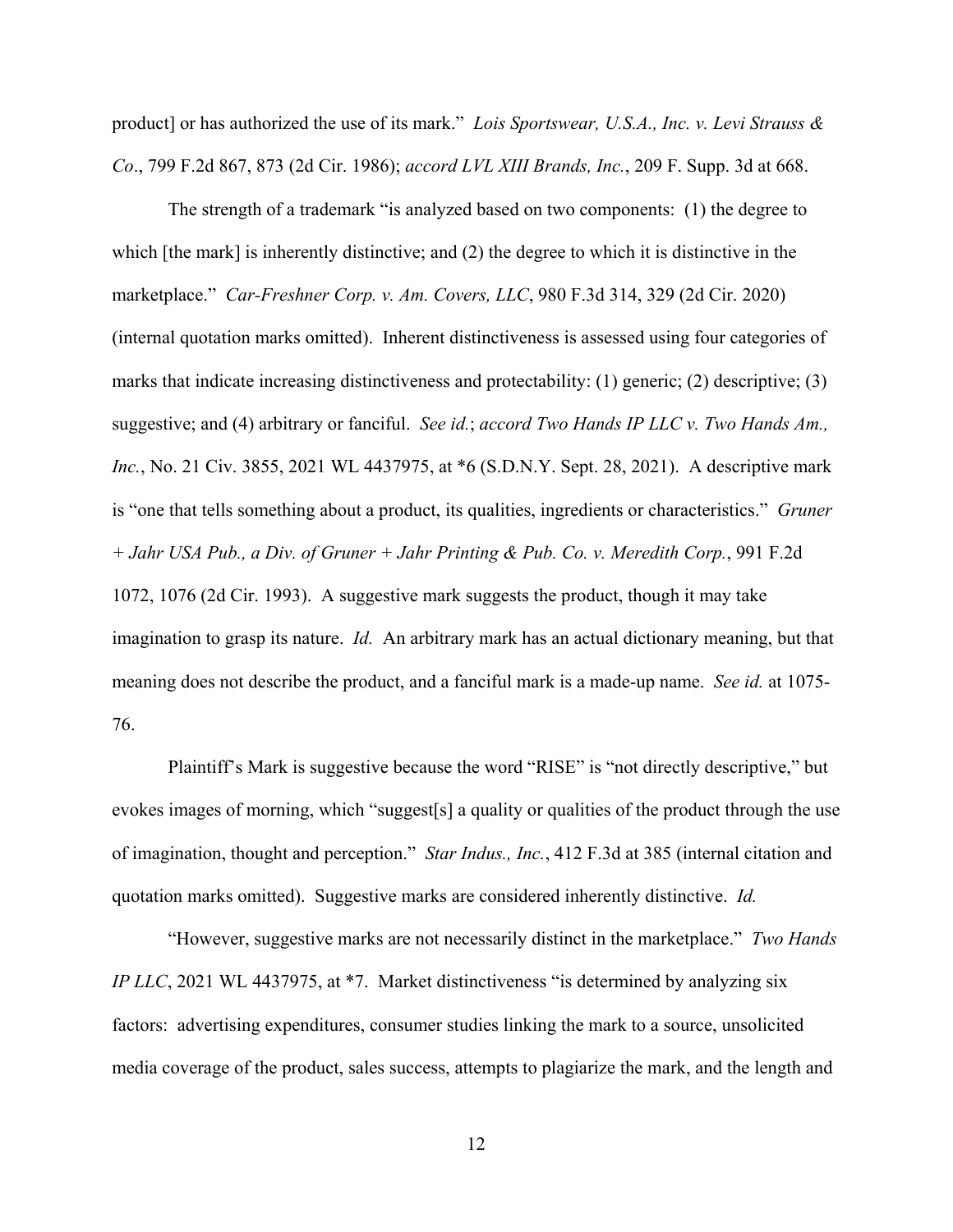product] or has authorized the use of its mark." *Lois Sportswear, U.S.A., Inc. v. Levi Strauss & Co*., 799 F.2d 867, 873 (2d Cir. 1986); *accord LVL XIII Brands, Inc.*, 209 F. Supp. 3d at 668.

The strength of a trademark "is analyzed based on two components: (1) the degree to which [the mark] is inherently distinctive; and (2) the degree to which it is distinctive in the marketplace." *Car-Freshner Corp. v. Am. Covers, LLC*, 980 F.3d 314, 329 (2d Cir. 2020) (internal quotation marks omitted). Inherent distinctiveness is assessed using four categories of marks that indicate increasing distinctiveness and protectability: (1) generic; (2) descriptive; (3) suggestive; and (4) arbitrary or fanciful. *See id.*; *accord Two Hands IP LLC v. Two Hands Am., Inc.*, No. 21 Civ. 3855, 2021 WL 4437975, at *6 (S.D.N.Y. Sept. 28, 2021). A descriptive mark is "one that tells something about a product, its qualities, ingredients or characteristics." *Gruner + Jahr USA Pub., a Div. of Gruner + Jahr Printing & Pub. Co. v. Meredith Corp.*, 991 F.2d 1072, 1076 (2d Cir. 1993). A suggestive mark suggests the product, though it may take imagination to grasp its nature. *Id.* An arbitrary mark has an actual dictionary meaning, but that meaning does not describe the product, and a fanciful mark is a made-up name. *See id.* at 1075-76.

Plaintiff's Mark is suggestive because the word "RISE" is "not directly descriptive," but evokes images of morning, which "suggest[s] a quality or qualities of the product through the use of imagination, thought and perception." *Star Indus., Inc.*, 412 F.3d at 385 (internal citation and quotation marks omitted). Suggestive marks are considered inherently distinctive. *Id.*

"However, suggestive marks are not necessarily distinct in the marketplace." *Two Hands IP LLC*, 2021 WL 4437975, at *7. Market distinctiveness "is determined by analyzing six factors: advertising expenditures, consumer studies linking the mark to a source, unsolicited media coverage of the product, sales success, attempts to plagiarize the mark, and the length and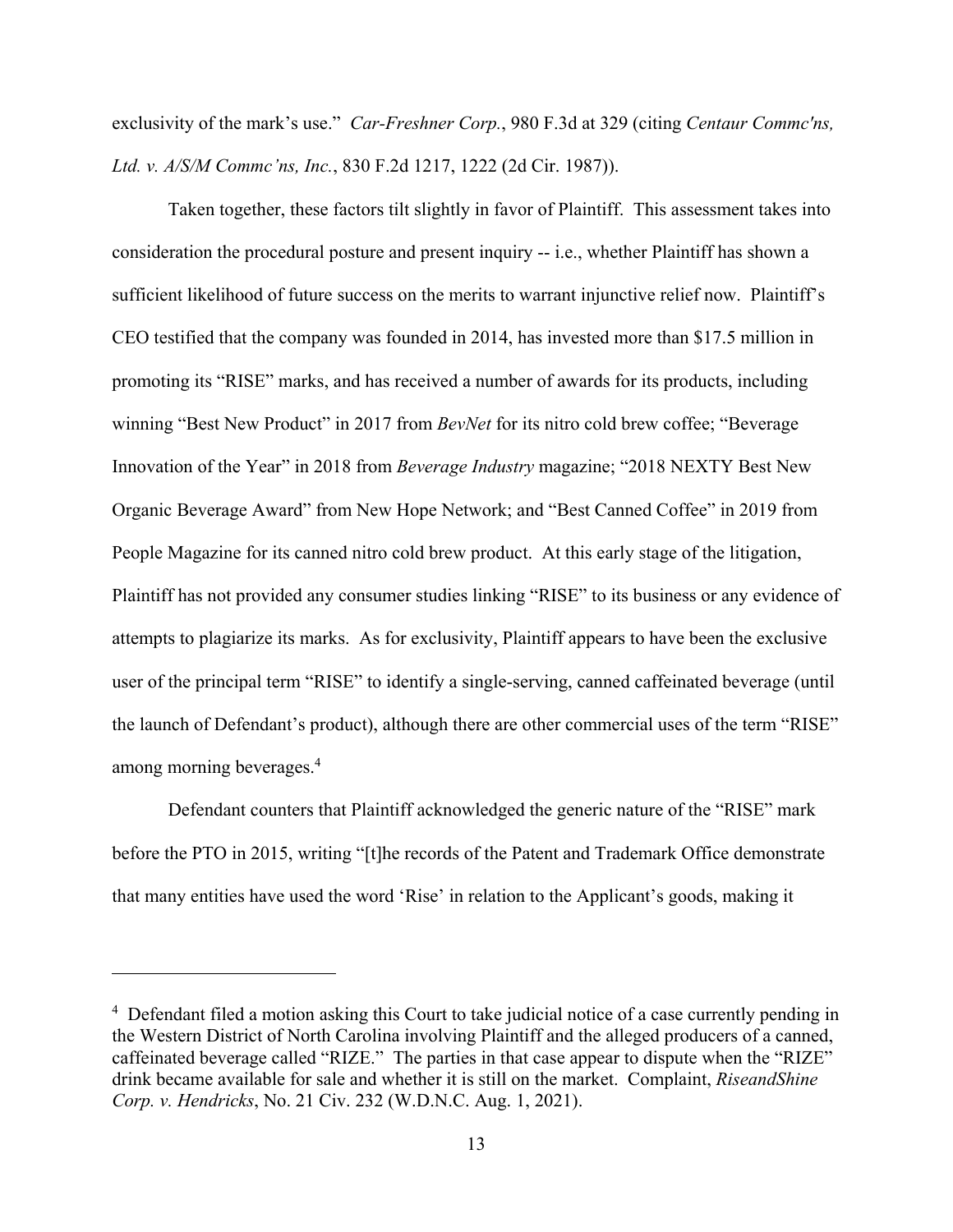exclusivity of the mark's use." *Car-Freshner Corp.*, 980 F.3d at 329 (citing *Centaur Commc'ns, Ltd. v. A/S/M Commc'ns, Inc.*, 830 F.2d 1217, 1222 (2d Cir. 1987)).

Taken together, these factors tilt slightly in favor of Plaintiff. This assessment takes into consideration the procedural posture and present inquiry -- i.e., whether Plaintiff has shown a sufficient likelihood of future success on the merits to warrant injunctive relief now. Plaintiff's CEO testified that the company was founded in 2014, has invested more than $17.5 million in promoting its "RISE" marks, and has received a number of awards for its products, including winning "Best New Product" in 2017 from *BevNet* for its nitro cold brew coffee; "Beverage Innovation of the Year" in 2018 from *Beverage Industry* magazine; "2018 NEXTY Best New Organic Beverage Award" from New Hope Network; and "Best Canned Coffee" in 2019 from People Magazine for its canned nitro cold brew product. At this early stage of the litigation, Plaintiff has not provided any consumer studies linking "RISE" to its business or any evidence of attempts to plagiarize its marks. As for exclusivity, Plaintiff appears to have been the exclusive user of the principal term "RISE" to identify a single-serving, canned caffeinated beverage (until the launch of Defendant's product), although there are other commercial uses of the term "RISE" among morning beverages.[4]

Defendant counters that Plaintiff acknowledged the generic nature of the "RISE" mark before the PTO in 2015, writing "[t]he records of the Patent and Trademark Office demonstrate that many entities have used the word 'Rise' in relation to the Applicant's goods, making it

---

[4] Defendant filed a motion asking this Court to take judicial notice of a case currently pending in the Western District of North Carolina involving Plaintiff and the alleged producers of a canned, caffeinated beverage called "RIZE." The parties in that case appear to dispute when the "RIZE" drink became available for sale and whether it is still on the market. Complaint, *RiseandShine Corp. v. Hendricks*, No. 21 Civ. 232 (W.D.N.C. Aug. 1, 2021).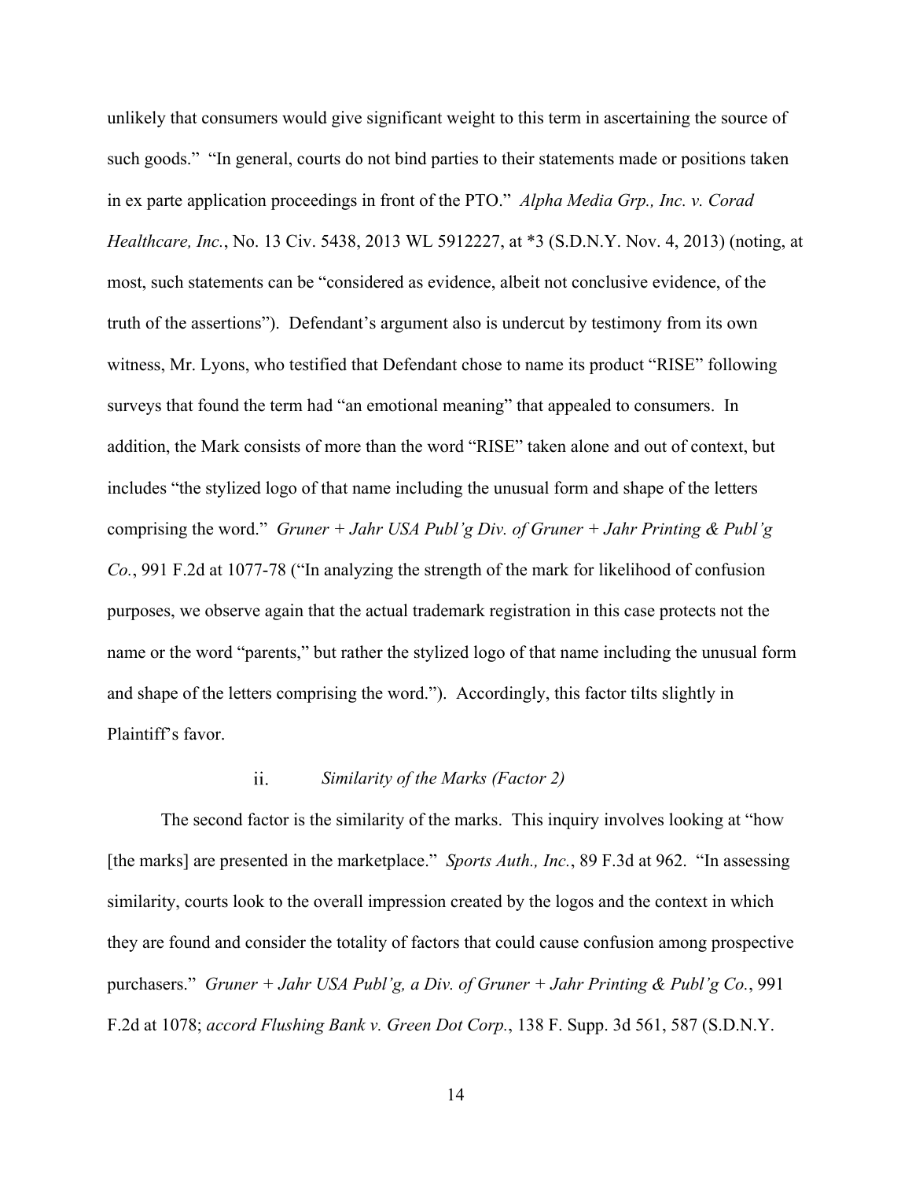unlikely that consumers would give significant weight to this term in ascertaining the source of such goods." "In general, courts do not bind parties to their statements made or positions taken in ex parte application proceedings in front of the PTO." *Alpha Media Grp., Inc. v. Corad Healthcare, Inc.*, No. 13 Civ. 5438, 2013 WL 5912227, at *3 (S.D.N.Y. Nov. 4, 2013) (noting, at most, such statements can be "considered as evidence, albeit not conclusive evidence, of the truth of the assertions"). Defendant's argument also is undercut by testimony from its own witness, Mr. Lyons, who testified that Defendant chose to name its product "RISE" following surveys that found the term had "an emotional meaning" that appealed to consumers. In addition, the Mark consists of more than the word "RISE" taken alone and out of context, but includes "the stylized logo of that name including the unusual form and shape of the letters comprising the word." *Gruner + Jahr USA Publ'g Div. of Gruner + Jahr Printing & Publ'g Co.*, 991 F.2d at 1077-78 ("In analyzing the strength of the mark for likelihood of confusion purposes, we observe again that the actual trademark registration in this case protects not the name or the word "parents," but rather the stylized logo of that name including the unusual form and shape of the letters comprising the word."). Accordingly, this factor tilts slightly in Plaintiff's favor.

#### ii. *Similarity of the Marks (Factor 2)*

The second factor is the similarity of the marks. This inquiry involves looking at "how [the marks] are presented in the marketplace." *Sports Auth., Inc.*, 89 F.3d at 962. "In assessing similarity, courts look to the overall impression created by the logos and the context in which they are found and consider the totality of factors that could cause confusion among prospective purchasers." *Gruner + Jahr USA Publ'g, a Div. of Gruner + Jahr Printing & Publ'g Co.*, 991 F.2d at 1078; *accord Flushing Bank v. Green Dot Corp.*, 138 F. Supp. 3d 561, 587 (S.D.N.Y.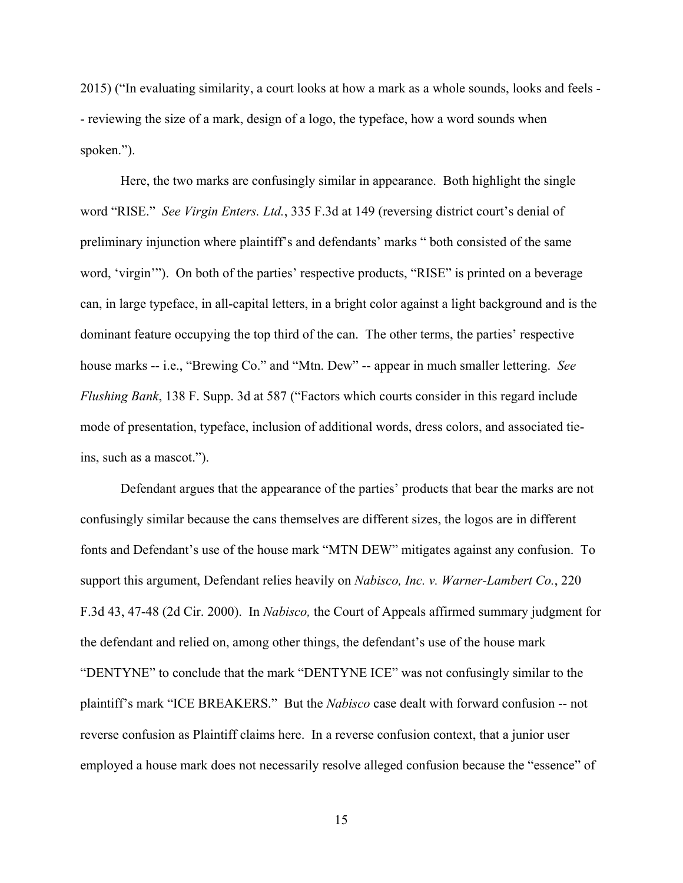2015) ("In evaluating similarity, a court looks at how a mark as a whole sounds, looks and feels -- reviewing the size of a mark, design of a logo, the typeface, how a word sounds when spoken.").

Here, the two marks are confusingly similar in appearance. Both highlight the single word "RISE." *See Virgin Enters. Ltd.*, 335 F.3d at 149 (reversing district court's denial of preliminary injunction where plaintiff's and defendants' marks " both consisted of the same word, 'virgin'"). On both of the parties' respective products, "RISE" is printed on a beverage can, in large typeface, in all-capital letters, in a bright color against a light background and is the dominant feature occupying the top third of the can. The other terms, the parties' respective house marks -- i.e., "Brewing Co." and "Mtn. Dew" -- appear in much smaller lettering. *See Flushing Bank*, 138 F. Supp. 3d at 587 ("Factors which courts consider in this regard include mode of presentation, typeface, inclusion of additional words, dress colors, and associated tie-ins, such as a mascot.").

Defendant argues that the appearance of the parties' products that bear the marks are not confusingly similar because the cans themselves are different sizes, the logos are in different fonts and Defendant's use of the house mark "MTN DEW" mitigates against any confusion. To support this argument, Defendant relies heavily on *Nabisco, Inc. v. Warner-Lambert Co.*, 220 F.3d 43, 47-48 (2d Cir. 2000). In *Nabisco,* the Court of Appeals affirmed summary judgment for the defendant and relied on, among other things, the defendant's use of the house mark "DENTYNE" to conclude that the mark "DENTYNE ICE" was not confusingly similar to the plaintiff's mark "ICE BREAKERS." But the *Nabisco* case dealt with forward confusion -- not reverse confusion as Plaintiff claims here. In a reverse confusion context, that a junior user employed a house mark does not necessarily resolve alleged confusion because the "essence" of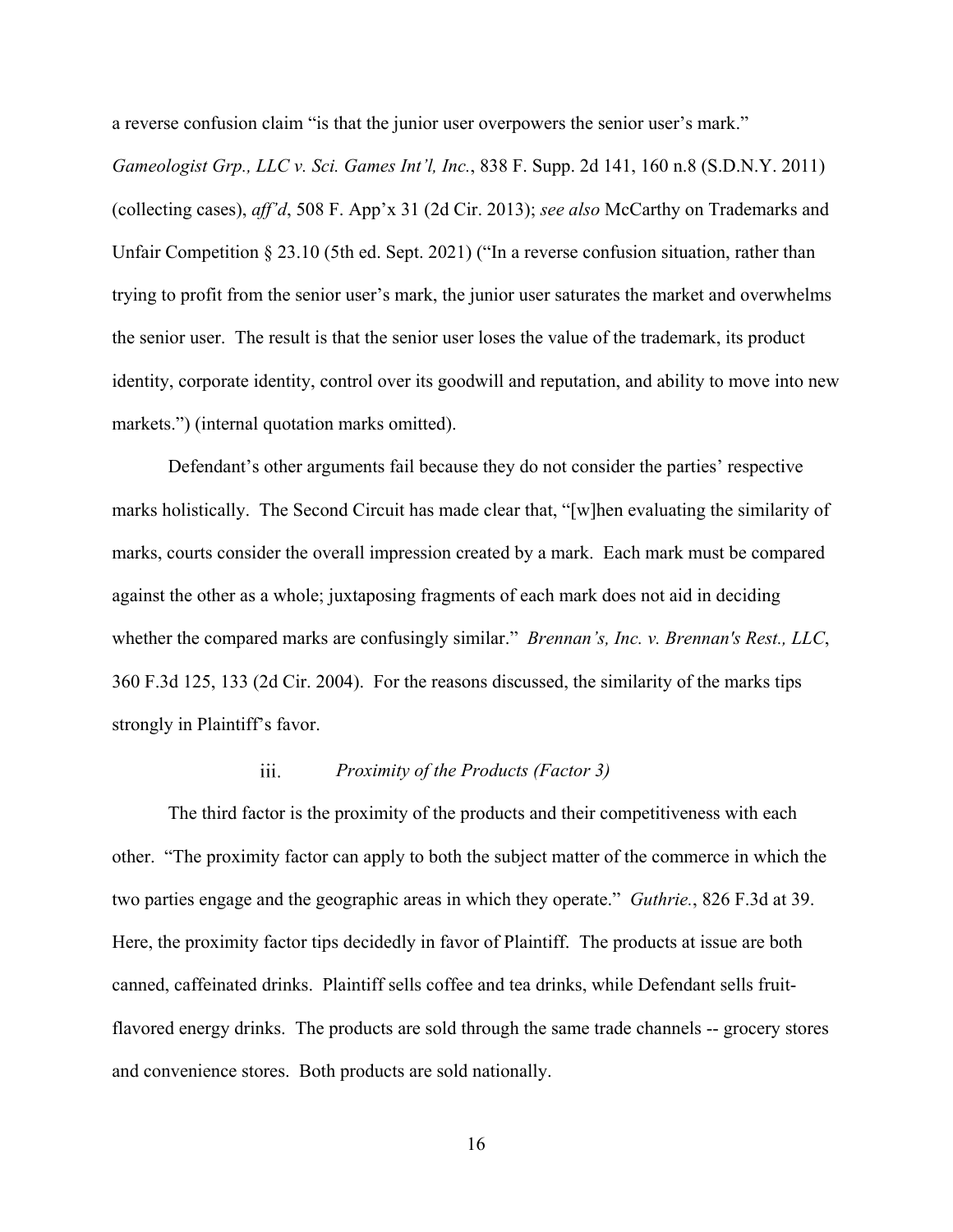a reverse confusion claim "is that the junior user overpowers the senior user's mark." *Gameologist Grp., LLC v. Sci. Games Int'l, Inc.*, 838 F. Supp. 2d 141, 160 n.8 (S.D.N.Y. 2011) (collecting cases), *aff'd*, 508 F. App'x 31 (2d Cir. 2013); *see also* McCarthy on Trademarks and Unfair Competition § 23.10 (5th ed. Sept. 2021) ("In a reverse confusion situation, rather than trying to profit from the senior user's mark, the junior user saturates the market and overwhelms the senior user. The result is that the senior user loses the value of the trademark, its product identity, corporate identity, control over its goodwill and reputation, and ability to move into new markets.") (internal quotation marks omitted).

Defendant's other arguments fail because they do not consider the parties' respective marks holistically. The Second Circuit has made clear that, "[w]hen evaluating the similarity of marks, courts consider the overall impression created by a mark. Each mark must be compared against the other as a whole; juxtaposing fragments of each mark does not aid in deciding whether the compared marks are confusingly similar." *Brennan's, Inc. v. Brennan's Rest., LLC*, 360 F.3d 125, 133 (2d Cir. 2004). For the reasons discussed, the similarity of the marks tips strongly in Plaintiff's favor.

#### iii. *Proximity of the Products (Factor 3)*

The third factor is the proximity of the products and their competitiveness with each other. "The proximity factor can apply to both the subject matter of the commerce in which the two parties engage and the geographic areas in which they operate." *Guthrie.*, 826 F.3d at 39. Here, the proximity factor tips decidedly in favor of Plaintiff. The products at issue are both canned, caffeinated drinks. Plaintiff sells coffee and tea drinks, while Defendant sells fruit-flavored energy drinks. The products are sold through the same trade channels -- grocery stores and convenience stores. Both products are sold nationally.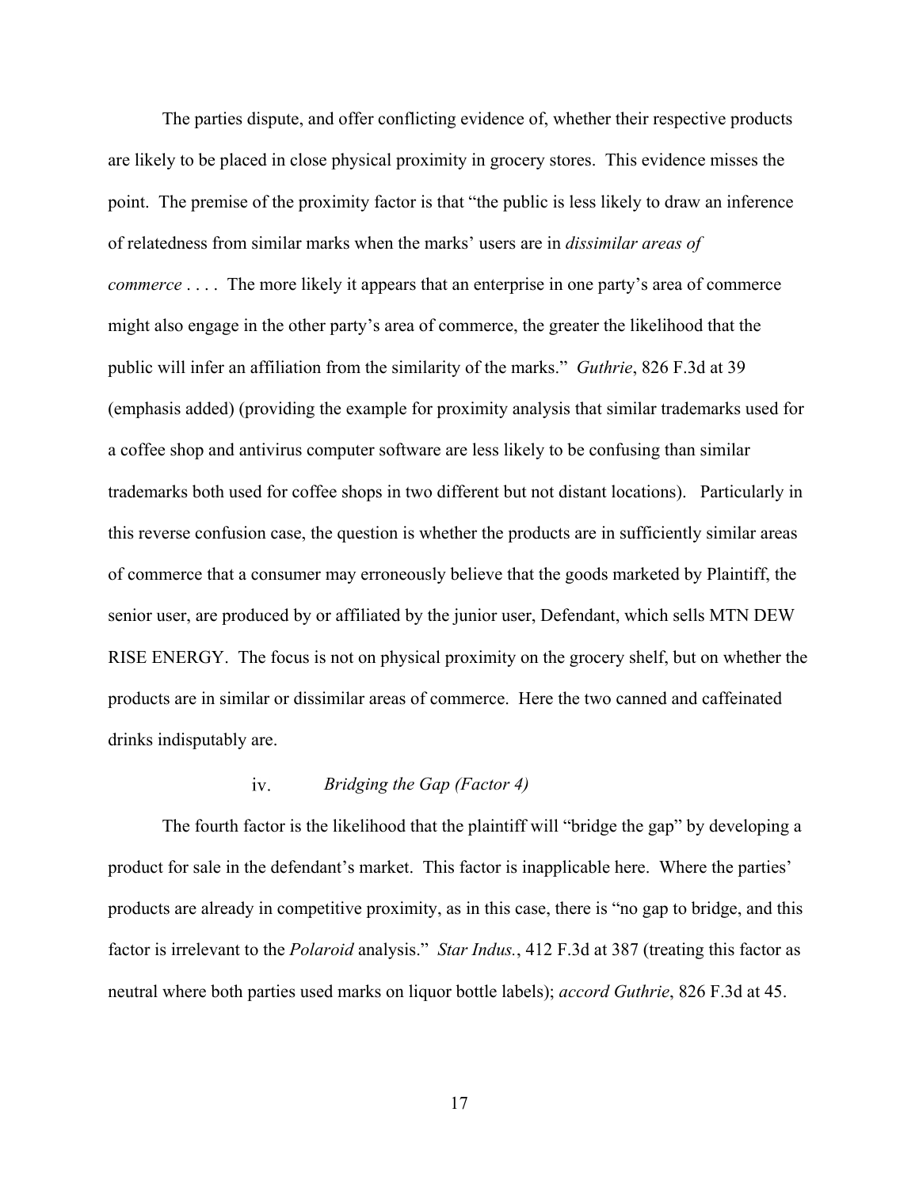The parties dispute, and offer conflicting evidence of, whether their respective products are likely to be placed in close physical proximity in grocery stores. This evidence misses the point. The premise of the proximity factor is that "the public is less likely to draw an inference of relatedness from similar marks when the marks' users are in *dissimilar areas of commerce* . . . . The more likely it appears that an enterprise in one party's area of commerce might also engage in the other party's area of commerce, the greater the likelihood that the public will infer an affiliation from the similarity of the marks." *Guthrie*, 826 F.3d at 39 (emphasis added) (providing the example for proximity analysis that similar trademarks used for a coffee shop and antivirus computer software are less likely to be confusing than similar trademarks both used for coffee shops in two different but not distant locations). Particularly in this reverse confusion case, the question is whether the products are in sufficiently similar areas of commerce that a consumer may erroneously believe that the goods marketed by Plaintiff, the senior user, are produced by or affiliated by the junior user, Defendant, which sells MTN DEW RISE ENERGY. The focus is not on physical proximity on the grocery shelf, but on whether the products are in similar or dissimilar areas of commerce. Here the two canned and caffeinated drinks indisputably are.

#### iv. *Bridging the Gap (Factor 4)*

The fourth factor is the likelihood that the plaintiff will "bridge the gap" by developing a product for sale in the defendant's market. This factor is inapplicable here. Where the parties' products are already in competitive proximity, as in this case, there is "no gap to bridge, and this factor is irrelevant to the *Polaroid* analysis." *Star Indus.*, 412 F.3d at 387 (treating this factor as neutral where both parties used marks on liquor bottle labels); *accord Guthrie*, 826 F.3d at 45.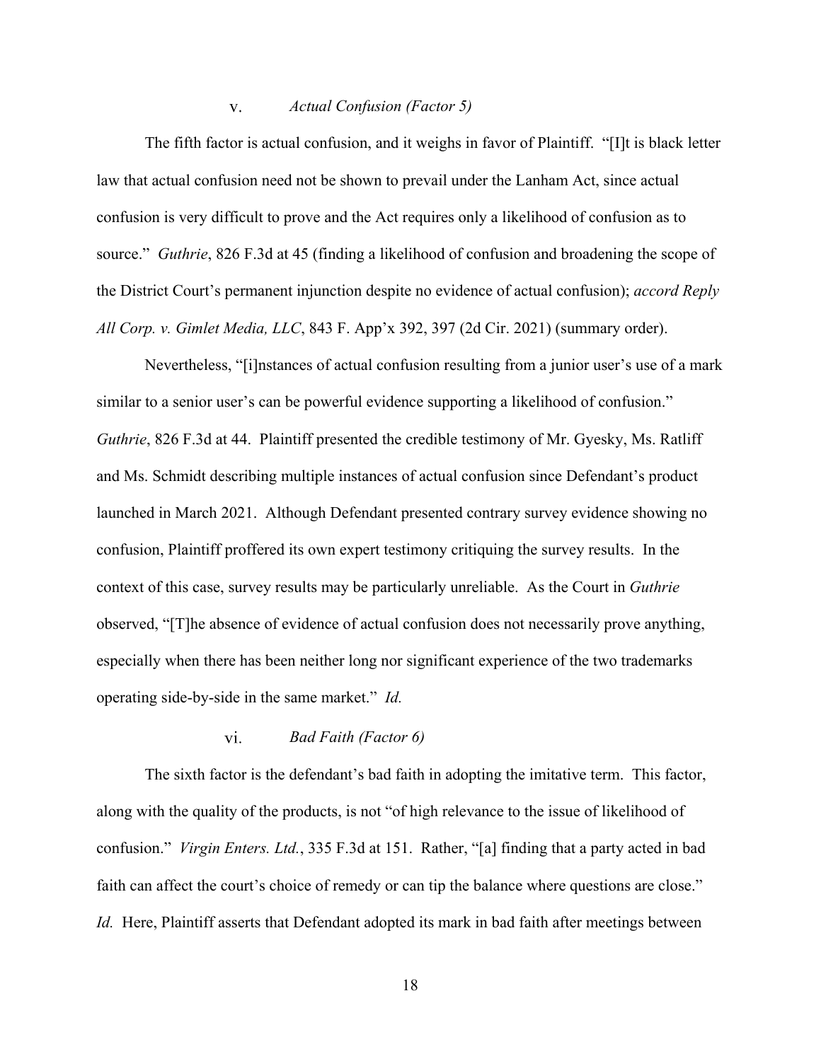#### v. *Actual Confusion (Factor 5)*

The fifth factor is actual confusion, and it weighs in favor of Plaintiff. "[I]t is black letter law that actual confusion need not be shown to prevail under the Lanham Act, since actual confusion is very difficult to prove and the Act requires only a likelihood of confusion as to source." *Guthrie*, 826 F.3d at 45 (finding a likelihood of confusion and broadening the scope of the District Court's permanent injunction despite no evidence of actual confusion); *accord Reply All Corp. v. Gimlet Media, LLC*, 843 F. App'x 392, 397 (2d Cir. 2021) (summary order).

Nevertheless, "[i]nstances of actual confusion resulting from a junior user's use of a mark similar to a senior user's can be powerful evidence supporting a likelihood of confusion." *Guthrie*, 826 F.3d at 44. Plaintiff presented the credible testimony of Mr. Gyesky, Ms. Ratliff and Ms. Schmidt describing multiple instances of actual confusion since Defendant's product launched in March 2021. Although Defendant presented contrary survey evidence showing no confusion, Plaintiff proffered its own expert testimony critiquing the survey results. In the context of this case, survey results may be particularly unreliable. As the Court in *Guthrie* observed, "[T]he absence of evidence of actual confusion does not necessarily prove anything, especially when there has been neither long nor significant experience of the two trademarks operating side-by-side in the same market." *Id.*

#### vi. *Bad Faith (Factor 6)*

The sixth factor is the defendant's bad faith in adopting the imitative term. This factor, along with the quality of the products, is not "of high relevance to the issue of likelihood of confusion." *Virgin Enters. Ltd.*, 335 F.3d at 151. Rather, "[a] finding that a party acted in bad faith can affect the court's choice of remedy or can tip the balance where questions are close." *Id.* Here, Plaintiff asserts that Defendant adopted its mark in bad faith after meetings between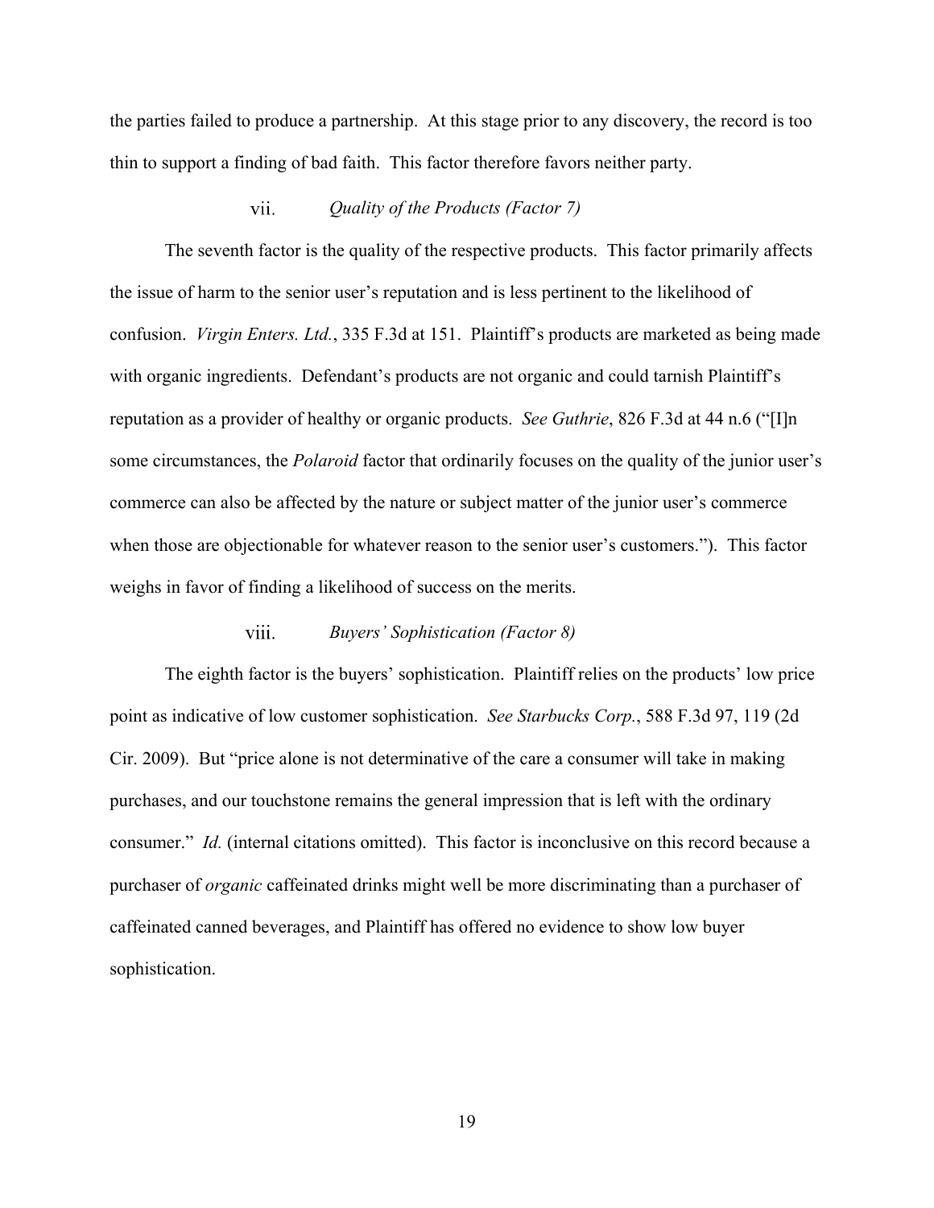the parties failed to produce a partnership. At this stage prior to any discovery, the record is too thin to support a finding of bad faith. This factor therefore favors neither party.

#### vii. *Quality of the Products (Factor 7)*

The seventh factor is the quality of the respective products. This factor primarily affects the issue of harm to the senior user's reputation and is less pertinent to the likelihood of confusion. *Virgin Enters. Ltd.*, 335 F.3d at 151. Plaintiff's products are marketed as being made with organic ingredients. Defendant's products are not organic and could tarnish Plaintiff's reputation as a provider of healthy or organic products. *See Guthrie*, 826 F.3d at 44 n.6 ("[I]n some circumstances, the *Polaroid* factor that ordinarily focuses on the quality of the junior user's commerce can also be affected by the nature or subject matter of the junior user's commerce when those are objectionable for whatever reason to the senior user's customers."). This factor weighs in favor of finding a likelihood of success on the merits.

#### viii. *Buyers' Sophistication (Factor 8)*

The eighth factor is the buyers' sophistication. Plaintiff relies on the products' low price point as indicative of low customer sophistication. *See Starbucks Corp.*, 588 F.3d 97, 119 (2d Cir. 2009). But "price alone is not determinative of the care a consumer will take in making purchases, and our touchstone remains the general impression that is left with the ordinary consumer." *Id.* (internal citations omitted). This factor is inconclusive on this record because a purchaser of *organic* caffeinated drinks might well be more discriminating than a purchaser of caffeinated canned beverages, and Plaintiff has offered no evidence to show low buyer sophistication.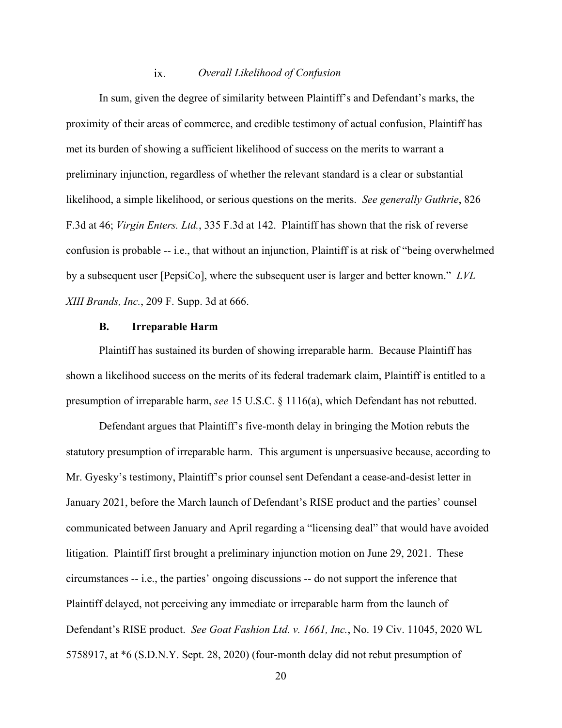#### ix. *Overall Likelihood of Confusion*

In sum, given the degree of similarity between Plaintiff's and Defendant's marks, the proximity of their areas of commerce, and credible testimony of actual confusion, Plaintiff has met its burden of showing a sufficient likelihood of success on the merits to warrant a preliminary injunction, regardless of whether the relevant standard is a clear or substantial likelihood, a simple likelihood, or serious questions on the merits. *See generally Guthrie*, 826 F.3d at 46; *Virgin Enters. Ltd.*, 335 F.3d at 142. Plaintiff has shown that the risk of reverse confusion is probable -- i.e., that without an injunction, Plaintiff is at risk of "being overwhelmed by a subsequent user [PepsiCo], where the subsequent user is larger and better known." *LVL XIII Brands, Inc.*, 209 F. Supp. 3d at 666.

### B. Irreparable Harm

Plaintiff has sustained its burden of showing irreparable harm. Because Plaintiff has shown a likelihood success on the merits of its federal trademark claim, Plaintiff is entitled to a presumption of irreparable harm, *see* 15 U.S.C. § 1116(a), which Defendant has not rebutted.

Defendant argues that Plaintiff's five-month delay in bringing the Motion rebuts the statutory presumption of irreparable harm. This argument is unpersuasive because, according to Mr. Gyesky's testimony, Plaintiff's prior counsel sent Defendant a cease-and-desist letter in January 2021, before the March launch of Defendant's RISE product and the parties' counsel communicated between January and April regarding a "licensing deal" that would have avoided litigation. Plaintiff first brought a preliminary injunction motion on June 29, 2021. These circumstances -- i.e., the parties' ongoing discussions -- do not support the inference that Plaintiff delayed, not perceiving any immediate or irreparable harm from the launch of Defendant's RISE product. *See Goat Fashion Ltd. v. 1661, Inc.*, No. 19 Civ. 11045, 2020 WL 5758917, at *6 (S.D.N.Y. Sept. 28, 2020) (four-month delay did not rebut presumption of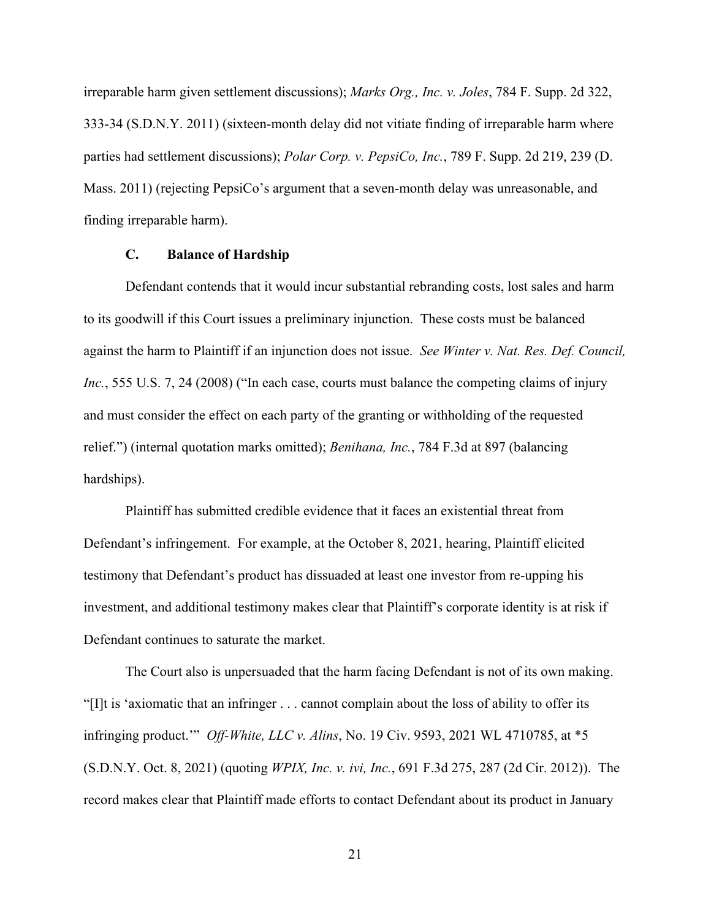irreparable harm given settlement discussions); *Marks Org., Inc. v. Joles*, 784 F. Supp. 2d 322, 333-34 (S.D.N.Y. 2011) (sixteen-month delay did not vitiate finding of irreparable harm where parties had settlement discussions); *Polar Corp. v. PepsiCo, Inc.*, 789 F. Supp. 2d 219, 239 (D. Mass. 2011) (rejecting PepsiCo's argument that a seven-month delay was unreasonable, and finding irreparable harm).

### C. Balance of Hardship

Defendant contends that it would incur substantial rebranding costs, lost sales and harm to its goodwill if this Court issues a preliminary injunction. These costs must be balanced against the harm to Plaintiff if an injunction does not issue. *See Winter v. Nat. Res. Def. Council, Inc.*, 555 U.S. 7, 24 (2008) ("In each case, courts must balance the competing claims of injury and must consider the effect on each party of the granting or withholding of the requested relief.") (internal quotation marks omitted); *Benihana, Inc.*, 784 F.3d at 897 (balancing hardships).

Plaintiff has submitted credible evidence that it faces an existential threat from Defendant's infringement. For example, at the October 8, 2021, hearing, Plaintiff elicited testimony that Defendant's product has dissuaded at least one investor from re-upping his investment, and additional testimony makes clear that Plaintiff's corporate identity is at risk if Defendant continues to saturate the market.

The Court also is unpersuaded that the harm facing Defendant is not of its own making. "[I]t is 'axiomatic that an infringer . . . cannot complain about the loss of ability to offer its infringing product.'" *Off-White, LLC v. Alins*, No. 19 Civ. 9593, 2021 WL 4710785, at *5 (S.D.N.Y. Oct. 8, 2021) (quoting *WPIX, Inc. v. ivi, Inc.*, 691 F.3d 275, 287 (2d Cir. 2012)). The record makes clear that Plaintiff made efforts to contact Defendant about its product in January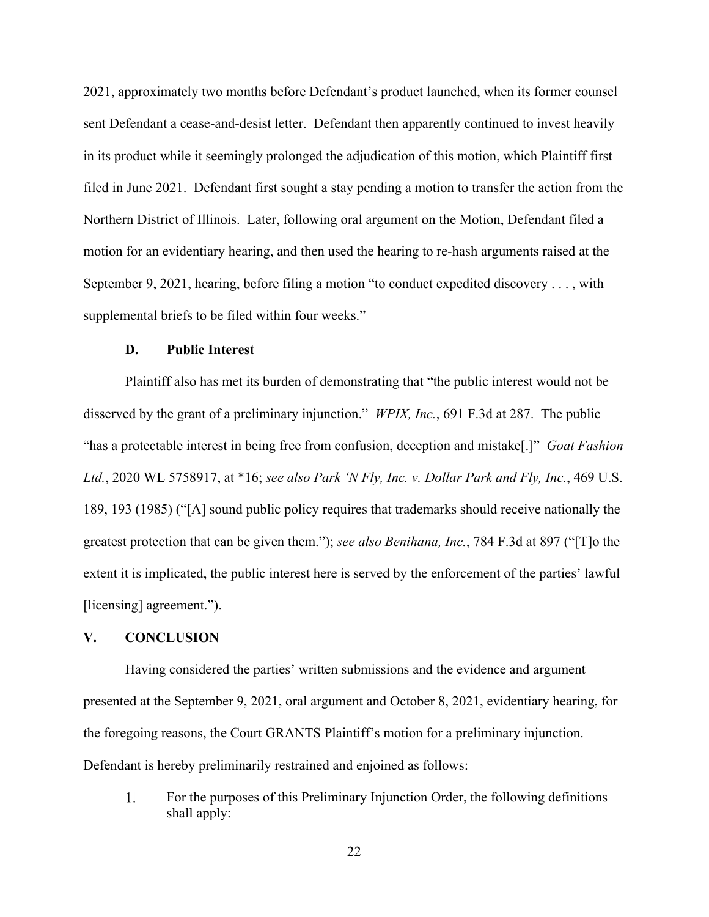2021, approximately two months before Defendant's product launched, when its former counsel sent Defendant a cease-and-desist letter. Defendant then apparently continued to invest heavily in its product while it seemingly prolonged the adjudication of this motion, which Plaintiff first filed in June 2021. Defendant first sought a stay pending a motion to transfer the action from the Northern District of Illinois. Later, following oral argument on the Motion, Defendant filed a motion for an evidentiary hearing, and then used the hearing to re-hash arguments raised at the September 9, 2021, hearing, before filing a motion "to conduct expedited discovery . . . , with supplemental briefs to be filed within four weeks."

### D. Public Interest

Plaintiff also has met its burden of demonstrating that "the public interest would not be disserved by the grant of a preliminary injunction." *WPIX, Inc.*, 691 F.3d at 287. The public "has a protectable interest in being free from confusion, deception and mistake[.]" *Goat Fashion Ltd.*, 2020 WL 5758917, at *16; *see also Park 'N Fly, Inc. v. Dollar Park and Fly, Inc.*, 469 U.S. 189, 193 (1985) ("[A] sound public policy requires that trademarks should receive nationally the greatest protection that can be given them."); *see also Benihana, Inc.*, 784 F.3d at 897 ("[T]o the extent it is implicated, the public interest here is served by the enforcement of the parties' lawful [licensing] agreement.").

## V. CONCLUSION

Having considered the parties' written submissions and the evidence and argument presented at the September 9, 2021, oral argument and October 8, 2021, evidentiary hearing, for the foregoing reasons, the Court GRANTS Plaintiff's motion for a preliminary injunction. Defendant is hereby preliminarily restrained and enjoined as follows:

1. For the purposes of this Preliminary Injunction Order, the following definitions shall apply: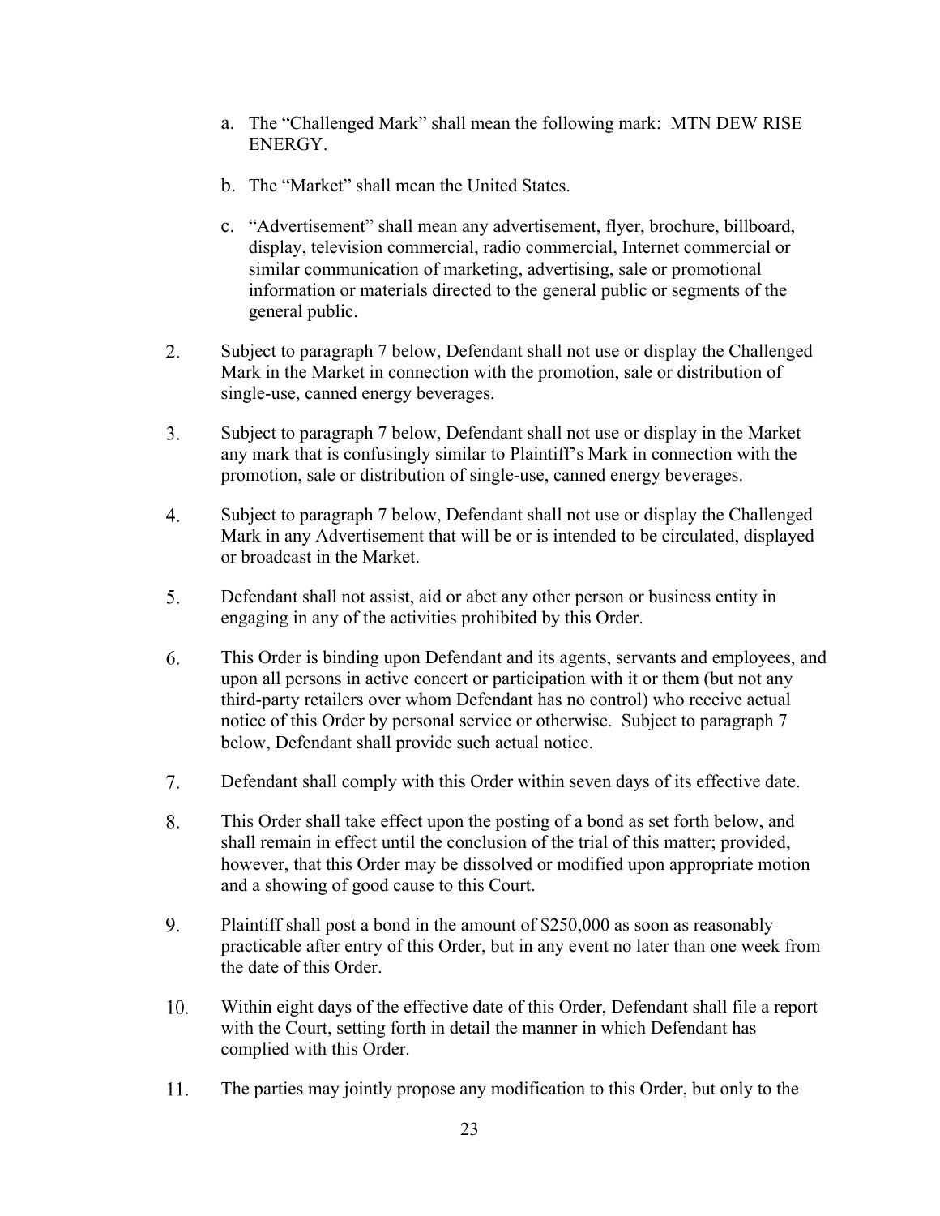a. The "Challenged Mark" shall mean the following mark: MTN DEW RISE ENERGY.

b. The "Market" shall mean the United States.

c. "Advertisement" shall mean any advertisement, flyer, brochure, billboard, display, television commercial, radio commercial, Internet commercial or similar communication of marketing, advertising, sale or promotional information or materials directed to the general public or segments of the general public.

2. Subject to paragraph 7 below, Defendant shall not use or display the Challenged Mark in the Market in connection with the promotion, sale or distribution of single-use, canned energy beverages.

3. Subject to paragraph 7 below, Defendant shall not use or display in the Market any mark that is confusingly similar to Plaintiff's Mark in connection with the promotion, sale or distribution of single-use, canned energy beverages.

4. Subject to paragraph 7 below, Defendant shall not use or display the Challenged Mark in any Advertisement that will be or is intended to be circulated, displayed or broadcast in the Market.

5. Defendant shall not assist, aid or abet any other person or business entity in engaging in any of the activities prohibited by this Order.

6. This Order is binding upon Defendant and its agents, servants and employees, and upon all persons in active concert or participation with it or them (but not any third-party retailers over whom Defendant has no control) who receive actual notice of this Order by personal service or otherwise. Subject to paragraph 7 below, Defendant shall provide such actual notice.

7. Defendant shall comply with this Order within seven days of its effective date.

8. This Order shall take effect upon the posting of a bond as set forth below, and shall remain in effect until the conclusion of the trial of this matter; provided, however, that this Order may be dissolved or modified upon appropriate motion and a showing of good cause to this Court.

9. Plaintiff shall post a bond in the amount of $250,000 as soon as reasonably practicable after entry of this Order, but in any event no later than one week from the date of this Order.

10. Within eight days of the effective date of this Order, Defendant shall file a report with the Court, setting forth in detail the manner in which Defendant has complied with this Order.

11. The parties may jointly propose any modification to this Order, but only to the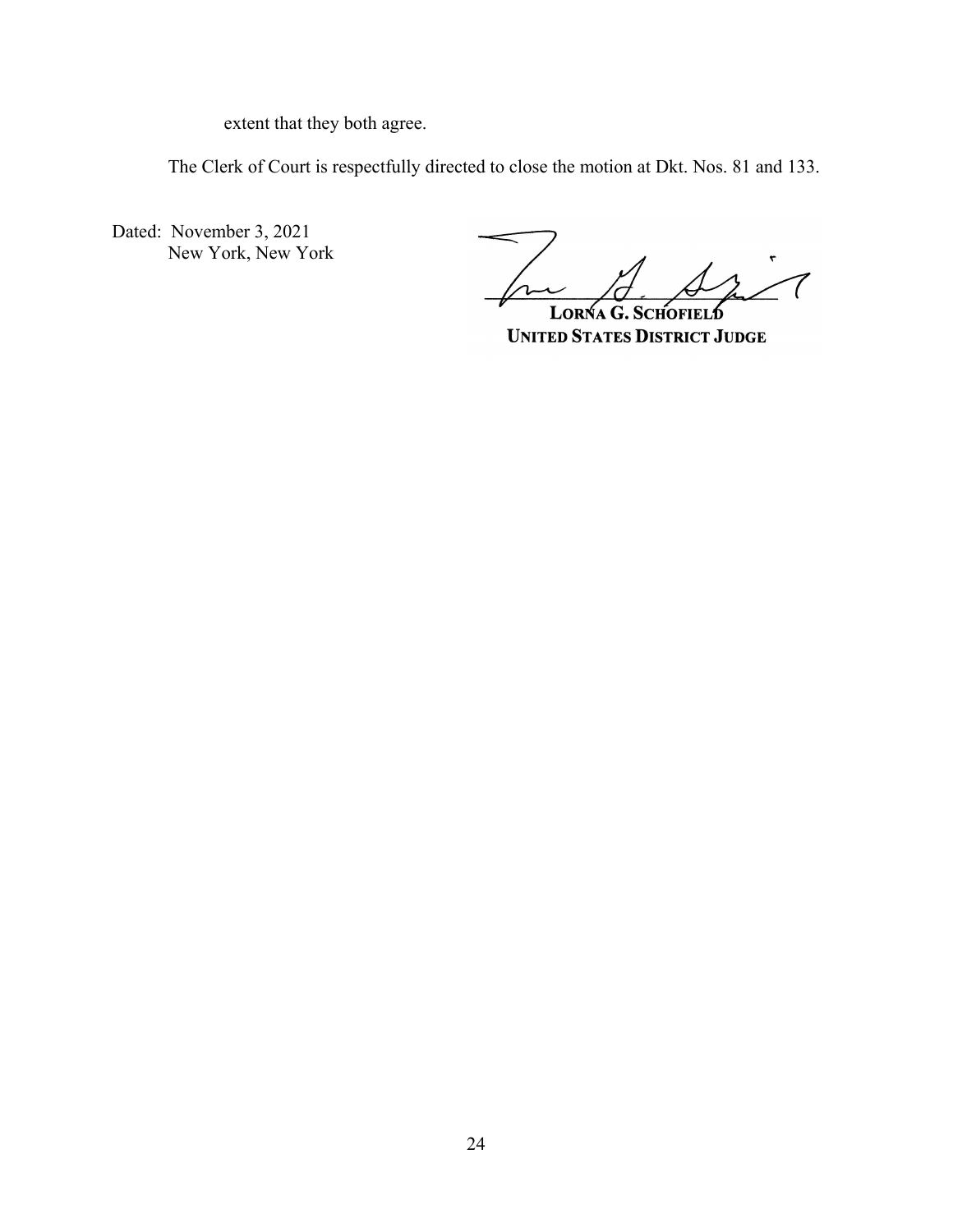extent that they both agree.

The Clerk of Court is respectfully directed to close the motion at Dkt. Nos. 81 and 133.

Dated: November 3, 2021
New York, New York

**LORNA G. SCHOFIELD**
**UNITED STATES DISTRICT JUDGE**